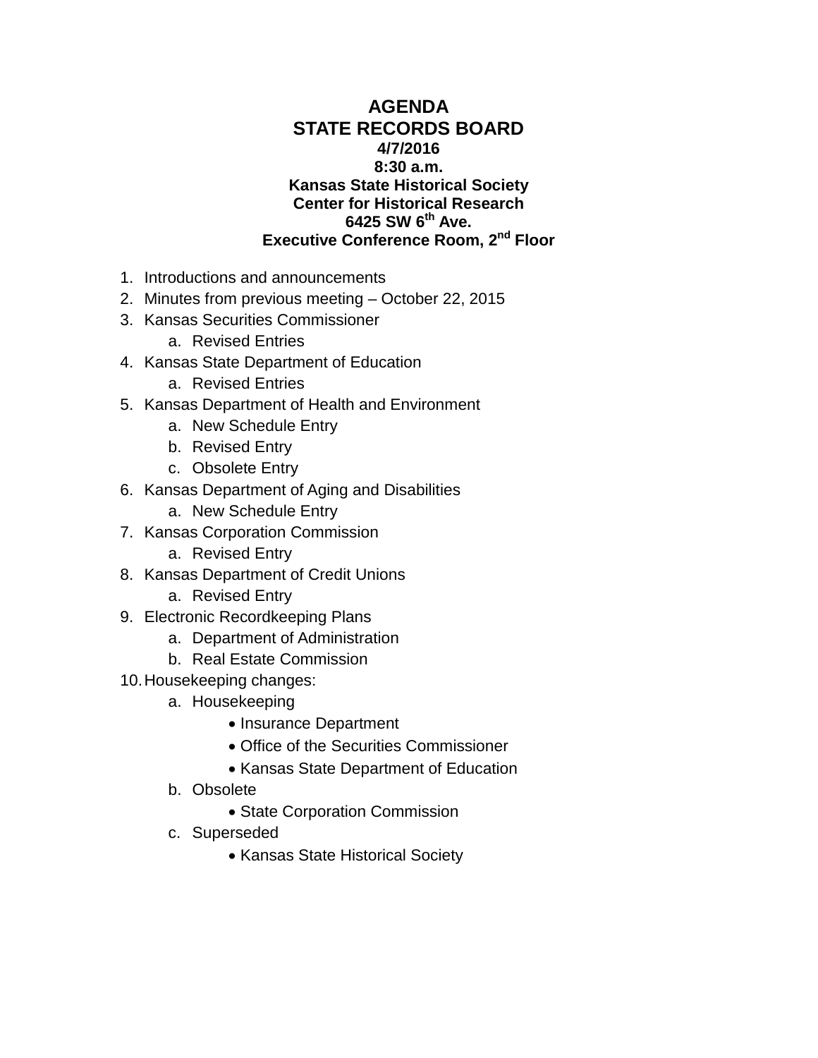# AGENDA
## STATE RECORDS BOARD

**4/7/2016**
**8:30 a.m.**
**Kansas State Historical Society**
**Center for Historical Research**
**6425 SW 6th Ave.**
**Executive Conference Room, 2nd Floor**

1. Introductions and announcements
2. Minutes from previous meeting – October 22, 2015
3. Kansas Securities Commissioner
   a. Revised Entries
4. Kansas State Department of Education
   a. Revised Entries
5. Kansas Department of Health and Environment
   a. New Schedule Entry
   b. Revised Entry
   c. Obsolete Entry
6. Kansas Department of Aging and Disabilities
   a. New Schedule Entry
7. Kansas Corporation Commission
   a. Revised Entry
8. Kansas Department of Credit Unions
   a. Revised Entry
9. Electronic Recordkeeping Plans
   a. Department of Administration
   b. Real Estate Commission
10. Housekeeping changes:
    a. Housekeeping
       - Insurance Department
       - Office of the Securities Commissioner
       - Kansas State Department of Education
    b. Obsolete
       - State Corporation Commission
    c. Superseded
       - Kansas State Historical Society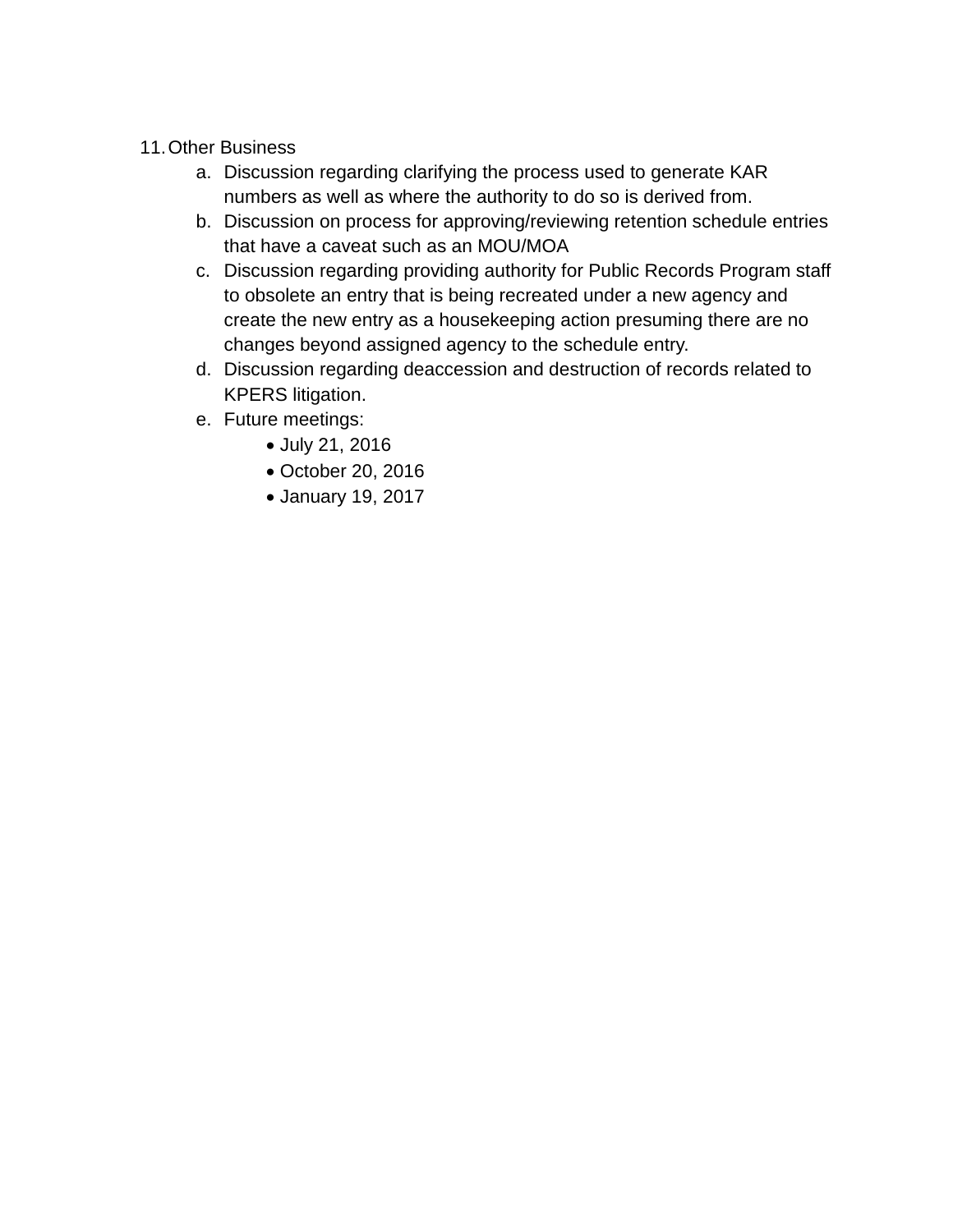11. Other Business
    a. Discussion regarding clarifying the process used to generate KAR numbers as well as where the authority to do so is derived from.
    b. Discussion on process for approving/reviewing retention schedule entries that have a caveat such as an MOU/MOA
    c. Discussion regarding providing authority for Public Records Program staff to obsolete an entry that is being recreated under a new agency and create the new entry as a housekeeping action presuming there are no changes beyond assigned agency to the schedule entry.
    d. Discussion regarding deaccession and destruction of records related to KPERS litigation.
    e. Future meetings:
        - July 21, 2016
        - October 20, 2016
        - January 19, 2017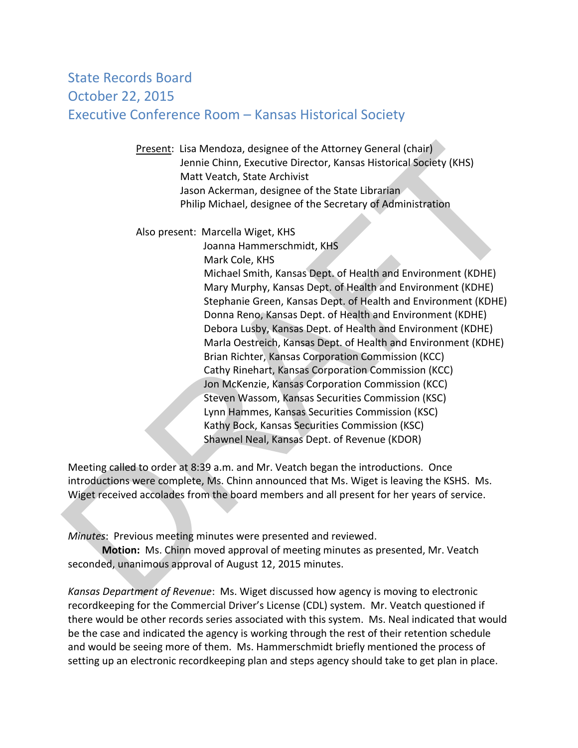# State Records Board
## October 22, 2015
## Executive Conference Room – Kansas Historical Society

Present: Lisa Mendoza, designee of the Attorney General (chair)
Jennie Chinn, Executive Director, Kansas Historical Society (KHS)
Matt Veatch, State Archivist
Jason Ackerman, designee of the State Librarian
Philip Michael, designee of the Secretary of Administration

Also present: Marcella Wiget, KHS
Joanna Hammerschmidt, KHS
Mark Cole, KHS
Michael Smith, Kansas Dept. of Health and Environment (KDHE)
Mary Murphy, Kansas Dept. of Health and Environment (KDHE)
Stephanie Green, Kansas Dept. of Health and Environment (KDHE)
Donna Reno, Kansas Dept. of Health and Environment (KDHE)
Debora Lusby, Kansas Dept. of Health and Environment (KDHE)
Marla Oestreich, Kansas Dept. of Health and Environment (KDHE)
Brian Richter, Kansas Corporation Commission (KCC)
Cathy Rinehart, Kansas Corporation Commission (KCC)
Jon McKenzie, Kansas Corporation Commission (KCC)
Steven Wassom, Kansas Securities Commission (KSC)
Lynn Hammes, Kansas Securities Commission (KSC)
Kathy Bock, Kansas Securities Commission (KSC)
Shawnel Neal, Kansas Dept. of Revenue (KDOR)

Meeting called to order at 8:39 a.m. and Mr. Veatch began the introductions. Once introductions were complete, Ms. Chinn announced that Ms. Wiget is leaving the KSHS. Ms. Wiget received accolades from the board members and all present for her years of service.

*Minutes*: Previous meeting minutes were presented and reviewed.

**Motion:** Ms. Chinn moved approval of meeting minutes as presented, Mr. Veatch seconded, unanimous approval of August 12, 2015 minutes.

*Kansas Department of Revenue*: Ms. Wiget discussed how agency is moving to electronic recordkeeping for the Commercial Driver's License (CDL) system. Mr. Veatch questioned if there would be other records series associated with this system. Ms. Neal indicated that would be the case and indicated the agency is working through the rest of their retention schedule and would be seeing more of them. Ms. Hammerschmidt briefly mentioned the process of setting up an electronic recordkeeping plan and steps agency should take to get plan in place.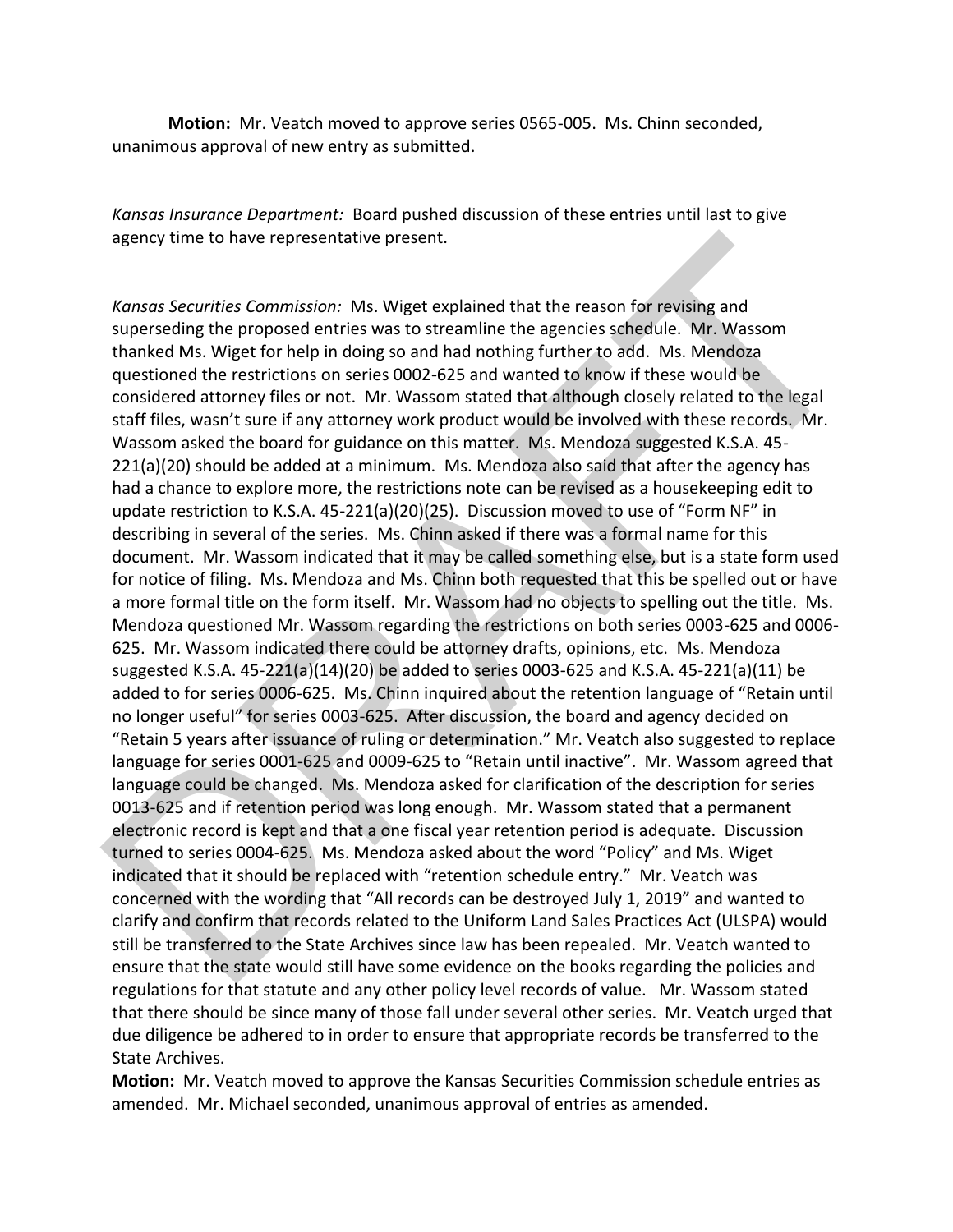**Motion:** Mr. Veatch moved to approve series 0565-005. Ms. Chinn seconded, unanimous approval of new entry as submitted.

*Kansas Insurance Department:* Board pushed discussion of these entries until last to give agency time to have representative present.

*Kansas Securities Commission:* Ms. Wiget explained that the reason for revising and superseding the proposed entries was to streamline the agencies schedule. Mr. Wassom thanked Ms. Wiget for help in doing so and had nothing further to add. Ms. Mendoza questioned the restrictions on series 0002-625 and wanted to know if these would be considered attorney files or not. Mr. Wassom stated that although closely related to the legal staff files, wasn't sure if any attorney work product would be involved with these records. Mr. Wassom asked the board for guidance on this matter. Ms. Mendoza suggested K.S.A. 45-221(a)(20) should be added at a minimum. Ms. Mendoza also said that after the agency has had a chance to explore more, the restrictions note can be revised as a housekeeping edit to update restriction to K.S.A. 45-221(a)(20)(25). Discussion moved to use of "Form NF" in describing in several of the series. Ms. Chinn asked if there was a formal name for this document. Mr. Wassom indicated that it may be called something else, but is a state form used for notice of filing. Ms. Mendoza and Ms. Chinn both requested that this be spelled out or have a more formal title on the form itself. Mr. Wassom had no objects to spelling out the title. Ms. Mendoza questioned Mr. Wassom regarding the restrictions on both series 0003-625 and 0006-625. Mr. Wassom indicated there could be attorney drafts, opinions, etc. Ms. Mendoza suggested K.S.A. 45-221(a)(14)(20) be added to series 0003-625 and K.S.A. 45-221(a)(11) be added to for series 0006-625. Ms. Chinn inquired about the retention language of "Retain until no longer useful" for series 0003-625. After discussion, the board and agency decided on "Retain 5 years after issuance of ruling or determination." Mr. Veatch also suggested to replace language for series 0001-625 and 0009-625 to "Retain until inactive". Mr. Wassom agreed that language could be changed. Ms. Mendoza asked for clarification of the description for series 0013-625 and if retention period was long enough. Mr. Wassom stated that a permanent electronic record is kept and that a one fiscal year retention period is adequate. Discussion turned to series 0004-625. Ms. Mendoza asked about the word "Policy" and Ms. Wiget indicated that it should be replaced with "retention schedule entry." Mr. Veatch was concerned with the wording that "All records can be destroyed July 1, 2019" and wanted to clarify and confirm that records related to the Uniform Land Sales Practices Act (ULSPA) would still be transferred to the State Archives since law has been repealed. Mr. Veatch wanted to ensure that the state would still have some evidence on the books regarding the policies and regulations for that statute and any other policy level records of value. Mr. Wassom stated that there should be since many of those fall under several other series. Mr. Veatch urged that due diligence be adhered to in order to ensure that appropriate records be transferred to the State Archives.

**Motion:** Mr. Veatch moved to approve the Kansas Securities Commission schedule entries as amended. Mr. Michael seconded, unanimous approval of entries as amended.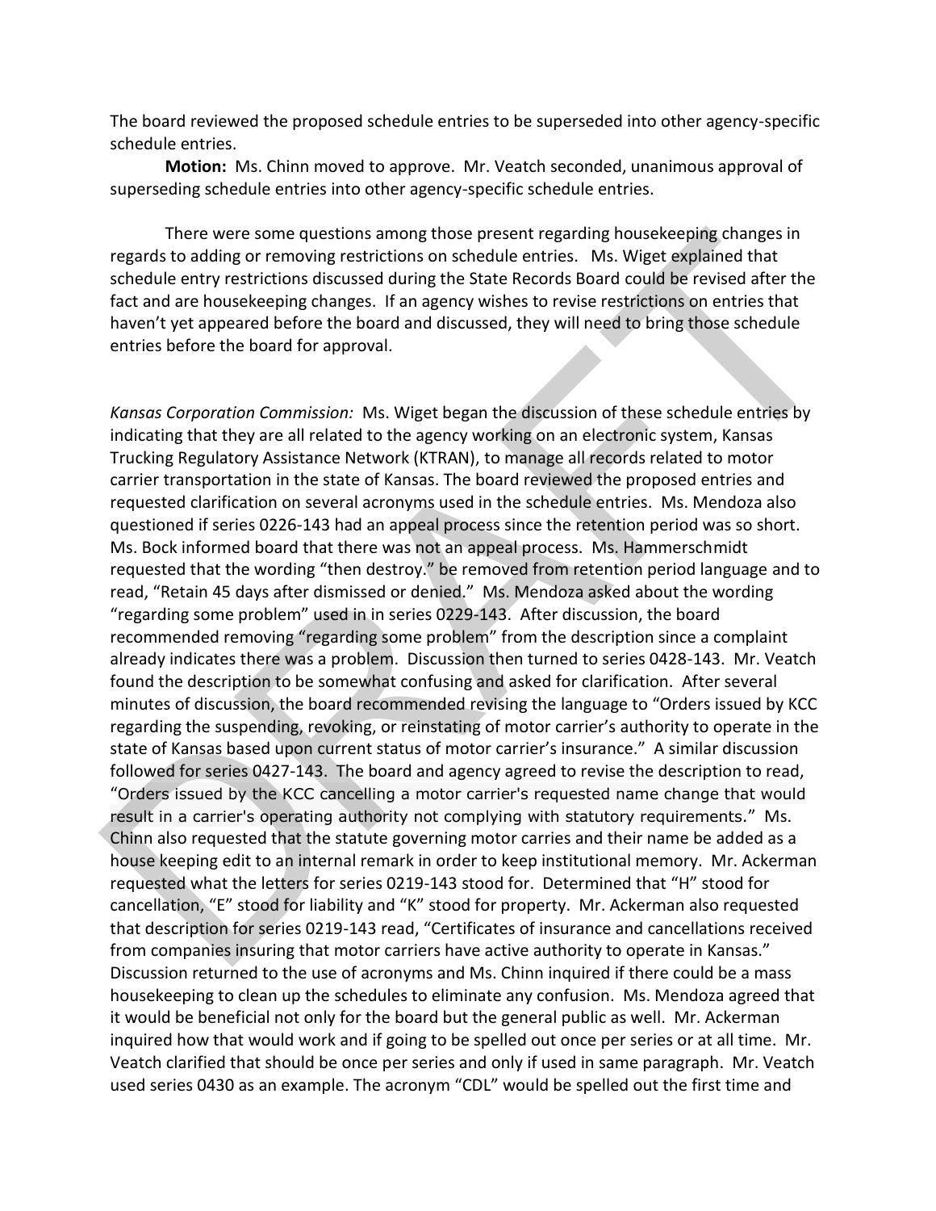The board reviewed the proposed schedule entries to be superseded into other agency-specific schedule entries.

**Motion:** Ms. Chinn moved to approve. Mr. Veatch seconded, unanimous approval of superseding schedule entries into other agency-specific schedule entries.

There were some questions among those present regarding housekeeping changes in regards to adding or removing restrictions on schedule entries. Ms. Wiget explained that schedule entry restrictions discussed during the State Records Board could be revised after the fact and are housekeeping changes. If an agency wishes to revise restrictions on entries that haven't yet appeared before the board and discussed, they will need to bring those schedule entries before the board for approval.

*Kansas Corporation Commission:* Ms. Wiget began the discussion of these schedule entries by indicating that they are all related to the agency working on an electronic system, Kansas Trucking Regulatory Assistance Network (KTRAN), to manage all records related to motor carrier transportation in the state of Kansas. The board reviewed the proposed entries and requested clarification on several acronyms used in the schedule entries. Ms. Mendoza also questioned if series 0226-143 had an appeal process since the retention period was so short. Ms. Bock informed board that there was not an appeal process. Ms. Hammerschmidt requested that the wording "then destroy." be removed from retention period language and to read, "Retain 45 days after dismissed or denied." Ms. Mendoza asked about the wording "regarding some problem" used in in series 0229-143. After discussion, the board recommended removing "regarding some problem" from the description since a complaint already indicates there was a problem. Discussion then turned to series 0428-143. Mr. Veatch found the description to be somewhat confusing and asked for clarification. After several minutes of discussion, the board recommended revising the language to "Orders issued by KCC regarding the suspending, revoking, or reinstating of motor carrier's authority to operate in the state of Kansas based upon current status of motor carrier's insurance." A similar discussion followed for series 0427-143. The board and agency agreed to revise the description to read, "Orders issued by the KCC cancelling a motor carrier's requested name change that would result in a carrier's operating authority not complying with statutory requirements." Ms. Chinn also requested that the statute governing motor carries and their name be added as a house keeping edit to an internal remark in order to keep institutional memory. Mr. Ackerman requested what the letters for series 0219-143 stood for. Determined that "H" stood for cancellation, "E" stood for liability and "K" stood for property. Mr. Ackerman also requested that description for series 0219-143 read, "Certificates of insurance and cancellations received from companies insuring that motor carriers have active authority to operate in Kansas." Discussion returned to the use of acronyms and Ms. Chinn inquired if there could be a mass housekeeping to clean up the schedules to eliminate any confusion. Ms. Mendoza agreed that it would be beneficial not only for the board but the general public as well. Mr. Ackerman inquired how that would work and if going to be spelled out once per series or at all time. Mr. Veatch clarified that should be once per series and only if used in same paragraph. Mr. Veatch used series 0430 as an example. The acronym "CDL" would be spelled out the first time and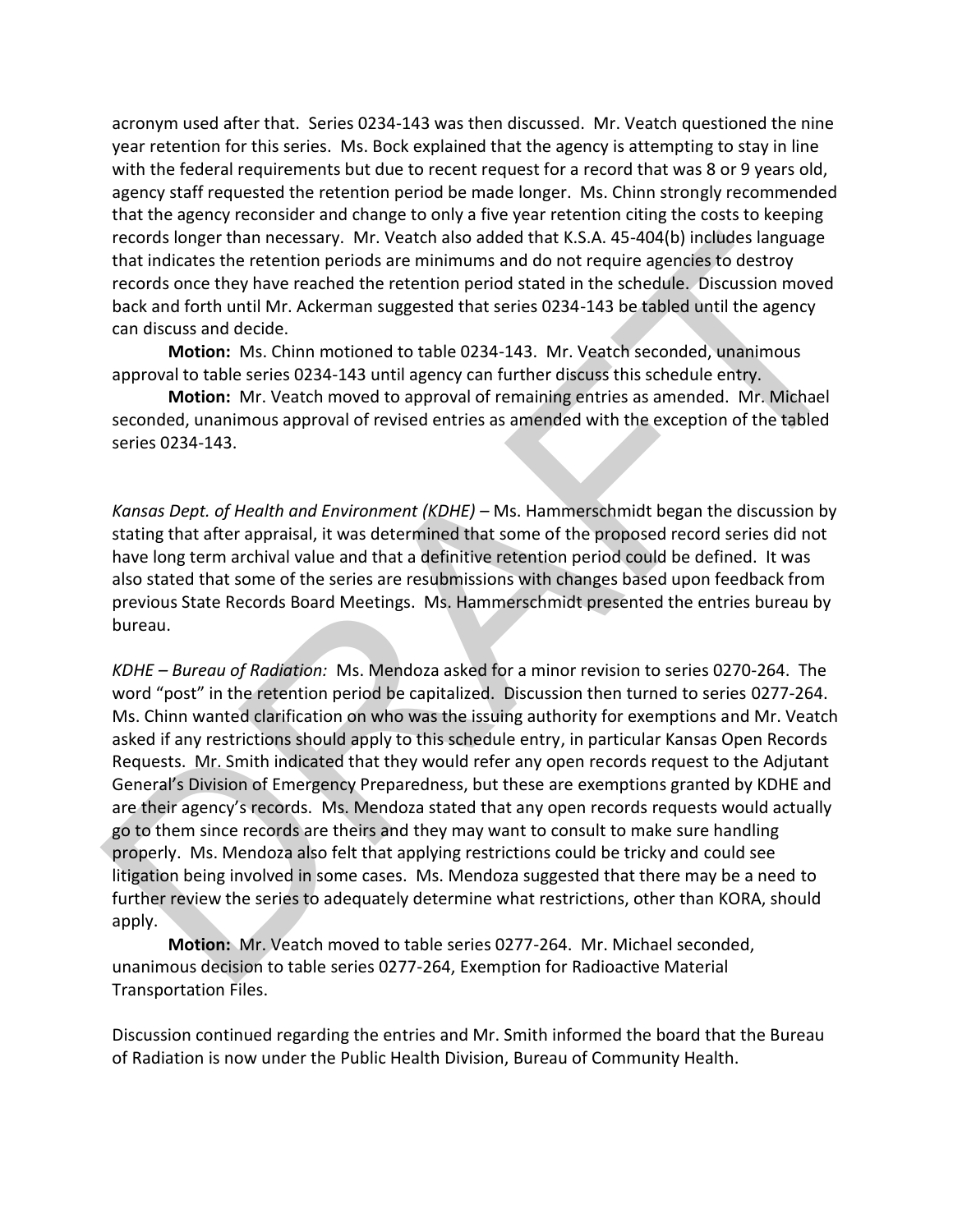acronym used after that. Series 0234-143 was then discussed. Mr. Veatch questioned the nine year retention for this series. Ms. Bock explained that the agency is attempting to stay in line with the federal requirements but due to recent request for a record that was 8 or 9 years old, agency staff requested the retention period be made longer. Ms. Chinn strongly recommended that the agency reconsider and change to only a five year retention citing the costs to keeping records longer than necessary. Mr. Veatch also added that K.S.A. 45-404(b) includes language that indicates the retention periods are minimums and do not require agencies to destroy records once they have reached the retention period stated in the schedule. Discussion moved back and forth until Mr. Ackerman suggested that series 0234-143 be tabled until the agency can discuss and decide.

**Motion:** Ms. Chinn motioned to table 0234-143. Mr. Veatch seconded, unanimous approval to table series 0234-143 until agency can further discuss this schedule entry.

**Motion:** Mr. Veatch moved to approval of remaining entries as amended. Mr. Michael seconded, unanimous approval of revised entries as amended with the exception of the tabled series 0234-143.

*Kansas Dept. of Health and Environment (KDHE)* – Ms. Hammerschmidt began the discussion by stating that after appraisal, it was determined that some of the proposed record series did not have long term archival value and that a definitive retention period could be defined. It was also stated that some of the series are resubmissions with changes based upon feedback from previous State Records Board Meetings. Ms. Hammerschmidt presented the entries bureau by bureau.

*KDHE – Bureau of Radiation:* Ms. Mendoza asked for a minor revision to series 0270-264. The word "post" in the retention period be capitalized. Discussion then turned to series 0277-264. Ms. Chinn wanted clarification on who was the issuing authority for exemptions and Mr. Veatch asked if any restrictions should apply to this schedule entry, in particular Kansas Open Records Requests. Mr. Smith indicated that they would refer any open records request to the Adjutant General's Division of Emergency Preparedness, but these are exemptions granted by KDHE and are their agency's records. Ms. Mendoza stated that any open records requests would actually go to them since records are theirs and they may want to consult to make sure handling properly. Ms. Mendoza also felt that applying restrictions could be tricky and could see litigation being involved in some cases. Ms. Mendoza suggested that there may be a need to further review the series to adequately determine what restrictions, other than KORA, should apply.

**Motion:** Mr. Veatch moved to table series 0277-264. Mr. Michael seconded, unanimous decision to table series 0277-264, Exemption for Radioactive Material Transportation Files.

Discussion continued regarding the entries and Mr. Smith informed the board that the Bureau of Radiation is now under the Public Health Division, Bureau of Community Health.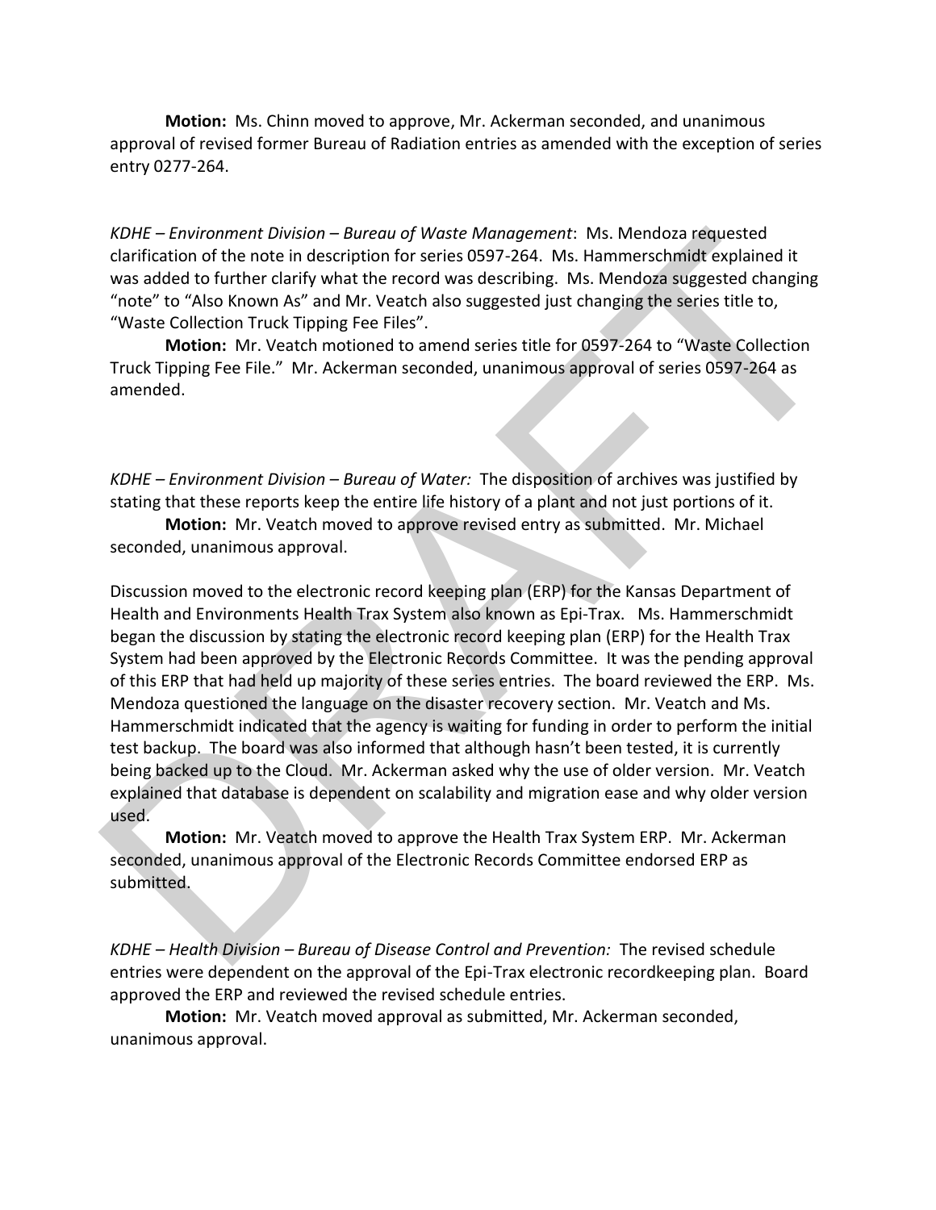**Motion:** Ms. Chinn moved to approve, Mr. Ackerman seconded, and unanimous approval of revised former Bureau of Radiation entries as amended with the exception of series entry 0277-264.

*KDHE – Environment Division – Bureau of Waste Management*: Ms. Mendoza requested clarification of the note in description for series 0597-264. Ms. Hammerschmidt explained it was added to further clarify what the record was describing. Ms. Mendoza suggested changing "note" to "Also Known As" and Mr. Veatch also suggested just changing the series title to, "Waste Collection Truck Tipping Fee Files".

**Motion:** Mr. Veatch motioned to amend series title for 0597-264 to "Waste Collection Truck Tipping Fee File." Mr. Ackerman seconded, unanimous approval of series 0597-264 as amended.

*KDHE – Environment Division – Bureau of Water:* The disposition of archives was justified by stating that these reports keep the entire life history of a plant and not just portions of it.

**Motion:** Mr. Veatch moved to approve revised entry as submitted. Mr. Michael seconded, unanimous approval.

Discussion moved to the electronic record keeping plan (ERP) for the Kansas Department of Health and Environments Health Trax System also known as Epi-Trax. Ms. Hammerschmidt began the discussion by stating the electronic record keeping plan (ERP) for the Health Trax System had been approved by the Electronic Records Committee. It was the pending approval of this ERP that had held up majority of these series entries. The board reviewed the ERP. Ms. Mendoza questioned the language on the disaster recovery section. Mr. Veatch and Ms. Hammerschmidt indicated that the agency is waiting for funding in order to perform the initial test backup. The board was also informed that although hasn't been tested, it is currently being backed up to the Cloud. Mr. Ackerman asked why the use of older version. Mr. Veatch explained that database is dependent on scalability and migration ease and why older version used.

**Motion:** Mr. Veatch moved to approve the Health Trax System ERP. Mr. Ackerman seconded, unanimous approval of the Electronic Records Committee endorsed ERP as submitted.

*KDHE – Health Division – Bureau of Disease Control and Prevention:* The revised schedule entries were dependent on the approval of the Epi-Trax electronic recordkeeping plan. Board approved the ERP and reviewed the revised schedule entries.

**Motion:** Mr. Veatch moved approval as submitted, Mr. Ackerman seconded, unanimous approval.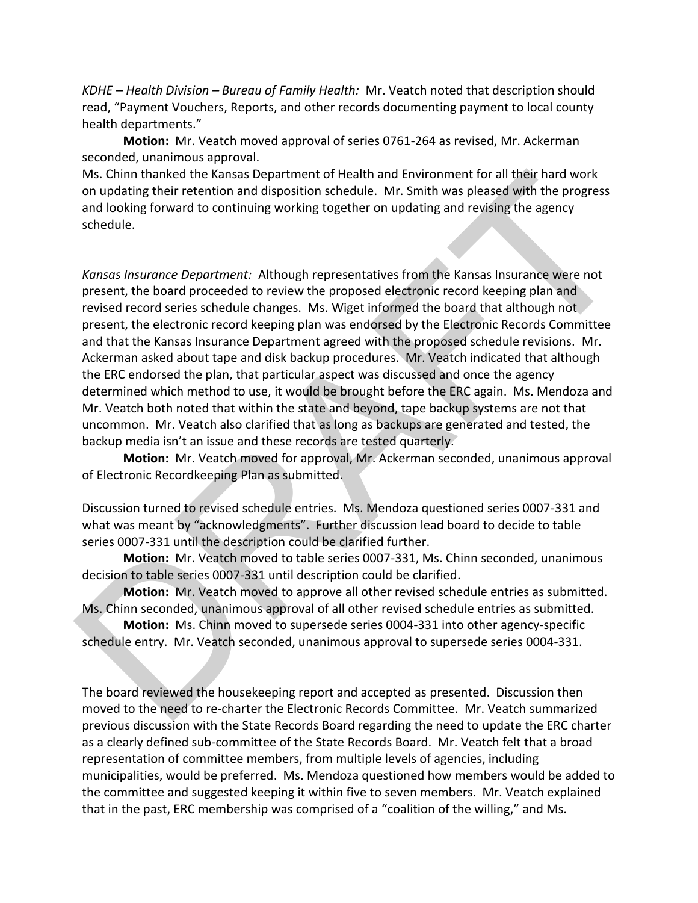*KDHE – Health Division – Bureau of Family Health:* Mr. Veatch noted that description should read, "Payment Vouchers, Reports, and other records documenting payment to local county health departments."

**Motion:** Mr. Veatch moved approval of series 0761-264 as revised, Mr. Ackerman seconded, unanimous approval.

Ms. Chinn thanked the Kansas Department of Health and Environment for all their hard work on updating their retention and disposition schedule. Mr. Smith was pleased with the progress and looking forward to continuing working together on updating and revising the agency schedule.

*Kansas Insurance Department:* Although representatives from the Kansas Insurance were not present, the board proceeded to review the proposed electronic record keeping plan and revised record series schedule changes. Ms. Wiget informed the board that although not present, the electronic record keeping plan was endorsed by the Electronic Records Committee and that the Kansas Insurance Department agreed with the proposed schedule revisions. Mr. Ackerman asked about tape and disk backup procedures. Mr. Veatch indicated that although the ERC endorsed the plan, that particular aspect was discussed and once the agency determined which method to use, it would be brought before the ERC again. Ms. Mendoza and Mr. Veatch both noted that within the state and beyond, tape backup systems are not that uncommon. Mr. Veatch also clarified that as long as backups are generated and tested, the backup media isn't an issue and these records are tested quarterly.

**Motion:** Mr. Veatch moved for approval, Mr. Ackerman seconded, unanimous approval of Electronic Recordkeeping Plan as submitted.

Discussion turned to revised schedule entries. Ms. Mendoza questioned series 0007-331 and what was meant by "acknowledgments". Further discussion lead board to decide to table series 0007-331 until the description could be clarified further.

**Motion:** Mr. Veatch moved to table series 0007-331, Ms. Chinn seconded, unanimous decision to table series 0007-331 until description could be clarified.

**Motion:** Mr. Veatch moved to approve all other revised schedule entries as submitted. Ms. Chinn seconded, unanimous approval of all other revised schedule entries as submitted.

**Motion:** Ms. Chinn moved to supersede series 0004-331 into other agency-specific schedule entry. Mr. Veatch seconded, unanimous approval to supersede series 0004-331.

The board reviewed the housekeeping report and accepted as presented. Discussion then moved to the need to re-charter the Electronic Records Committee. Mr. Veatch summarized previous discussion with the State Records Board regarding the need to update the ERC charter as a clearly defined sub-committee of the State Records Board. Mr. Veatch felt that a broad representation of committee members, from multiple levels of agencies, including municipalities, would be preferred. Ms. Mendoza questioned how members would be added to the committee and suggested keeping it within five to seven members. Mr. Veatch explained that in the past, ERC membership was comprised of a "coalition of the willing," and Ms.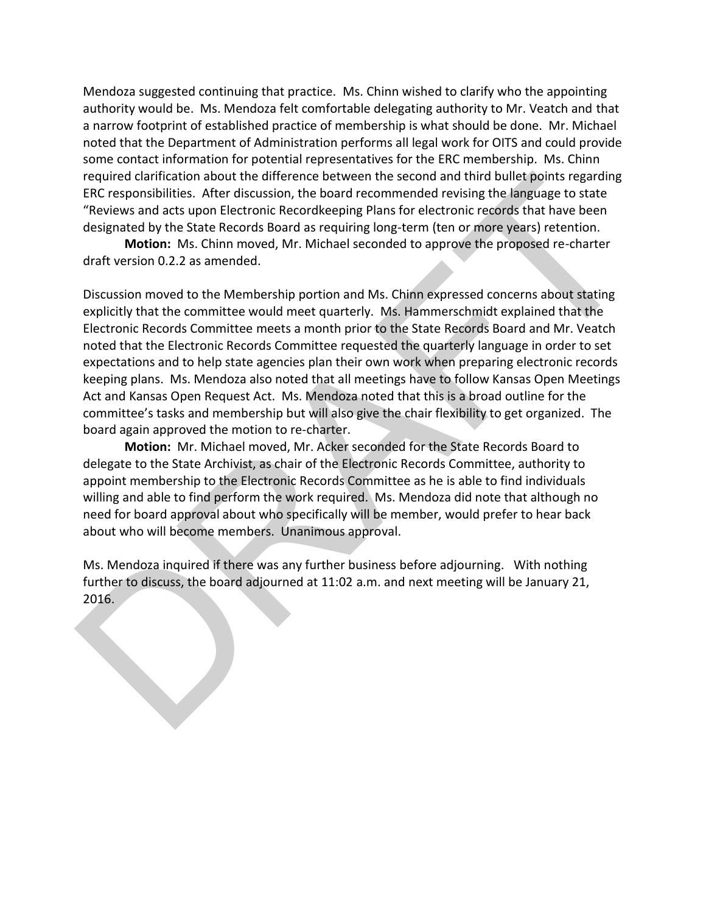Mendoza suggested continuing that practice. Ms. Chinn wished to clarify who the appointing authority would be. Ms. Mendoza felt comfortable delegating authority to Mr. Veatch and that a narrow footprint of established practice of membership is what should be done. Mr. Michael noted that the Department of Administration performs all legal work for OITS and could provide some contact information for potential representatives for the ERC membership. Ms. Chinn required clarification about the difference between the second and third bullet points regarding ERC responsibilities. After discussion, the board recommended revising the language to state "Reviews and acts upon Electronic Recordkeeping Plans for electronic records that have been designated by the State Records Board as requiring long-term (ten or more years) retention.

**Motion:** Ms. Chinn moved, Mr. Michael seconded to approve the proposed re-charter draft version 0.2.2 as amended.

Discussion moved to the Membership portion and Ms. Chinn expressed concerns about stating explicitly that the committee would meet quarterly. Ms. Hammerschmidt explained that the Electronic Records Committee meets a month prior to the State Records Board and Mr. Veatch noted that the Electronic Records Committee requested the quarterly language in order to set expectations and to help state agencies plan their own work when preparing electronic records keeping plans. Ms. Mendoza also noted that all meetings have to follow Kansas Open Meetings Act and Kansas Open Request Act. Ms. Mendoza noted that this is a broad outline for the committee's tasks and membership but will also give the chair flexibility to get organized. The board again approved the motion to re-charter.

**Motion:** Mr. Michael moved, Mr. Acker seconded for the State Records Board to delegate to the State Archivist, as chair of the Electronic Records Committee, authority to appoint membership to the Electronic Records Committee as he is able to find individuals willing and able to find perform the work required. Ms. Mendoza did note that although no need for board approval about who specifically will be member, would prefer to hear back about who will become members. Unanimous approval.

Ms. Mendoza inquired if there was any further business before adjourning. With nothing further to discuss, the board adjourned at 11:02 a.m. and next meeting will be January 21, 2016.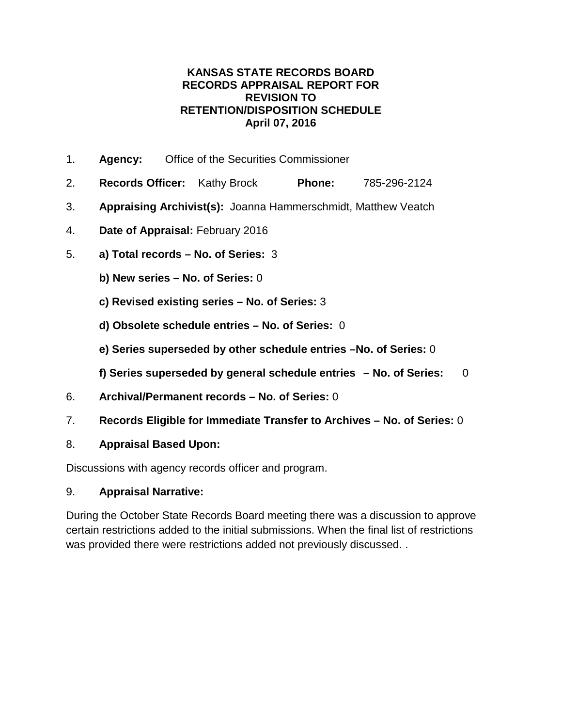**KANSAS STATE RECORDS BOARD**
**RECORDS APPRAISAL REPORT FOR**
**REVISION TO**
**RETENTION/DISPOSITION SCHEDULE**
**April 07, 2016**

1. **Agency:** Office of the Securities Commissioner
2. **Records Officer:** Kathy Brock **Phone:** 785-296-2124
3. **Appraising Archivist(s):** Joanna Hammerschmidt, Matthew Veatch
4. **Date of Appraisal:** February 2016
5. **a) Total records – No. of Series:** 3

   **b) New series – No. of Series:** 0

   **c) Revised existing series – No. of Series:** 3

   **d) Obsolete schedule entries – No. of Series:** 0

   **e) Series superseded by other schedule entries –No. of Series:** 0

   **f) Series superseded by general schedule entries – No. of Series:** 0
6. **Archival/Permanent records – No. of Series:** 0
7. **Records Eligible for Immediate Transfer to Archives – No. of Series:** 0
8. **Appraisal Based Upon:**

Discussions with agency records officer and program.

9. **Appraisal Narrative:**

During the October State Records Board meeting there was a discussion to approve certain restrictions added to the initial submissions. When the final list of restrictions was provided there were restrictions added not previously discussed. .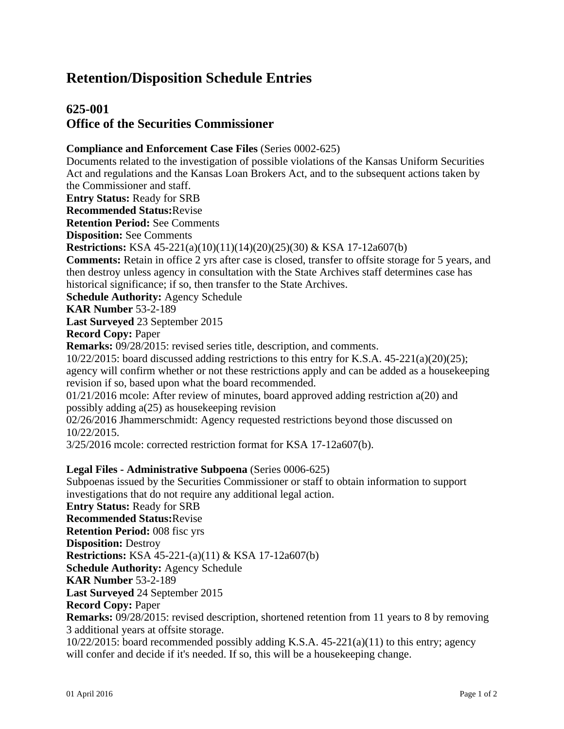# Retention/Disposition Schedule Entries

## 625-001
## Office of the Securities Commissioner

**Compliance and Enforcement Case Files** (Series 0002-625)
Documents related to the investigation of possible violations of the Kansas Uniform Securities Act and regulations and the Kansas Loan Brokers Act, and to the subsequent actions taken by the Commissioner and staff.
**Entry Status:** Ready for SRB
**Recommended Status:**Revise
**Retention Period:** See Comments
**Disposition:** See Comments
**Restrictions:** KSA 45-221(a)(10)(11)(14)(20)(25)(30) & KSA 17-12a607(b)
**Comments:** Retain in office 2 yrs after case is closed, transfer to offsite storage for 5 years, and then destroy unless agency in consultation with the State Archives staff determines case has historical significance; if so, then transfer to the State Archives.
**Schedule Authority:** Agency Schedule
**KAR Number** 53-2-189
**Last Surveyed** 23 September 2015
**Record Copy:** Paper
**Remarks:** 09/28/2015: revised series title, description, and comments.
10/22/2015: board discussed adding restrictions to this entry for K.S.A. 45-221(a)(20)(25); agency will confirm whether or not these restrictions apply and can be added as a housekeeping revision if so, based upon what the board recommended.
01/21/2016 mcole: After review of minutes, board approved adding restriction a(20) and possibly adding a(25) as housekeeping revision
02/26/2016 Jhammerschmidt: Agency requested restrictions beyond those discussed on 10/22/2015.
3/25/2016 mcole: corrected restriction format for KSA 17-12a607(b).

**Legal Files - Administrative Subpoena** (Series 0006-625)
Subpoenas issued by the Securities Commissioner or staff to obtain information to support investigations that do not require any additional legal action.
**Entry Status:** Ready for SRB
**Recommended Status:**Revise
**Retention Period:** 008 fisc yrs
**Disposition:** Destroy
**Restrictions:** KSA 45-221-(a)(11) & KSA 17-12a607(b)
**Schedule Authority:** Agency Schedule
**KAR Number** 53-2-189
**Last Surveyed** 24 September 2015
**Record Copy:** Paper
**Remarks:** 09/28/2015: revised description, shortened retention from 11 years to 8 by removing 3 additional years at offsite storage.
10/22/2015: board recommended possibly adding K.S.A. 45-221(a)(11) to this entry; agency will confer and decide if it's needed. If so, this will be a housekeeping change.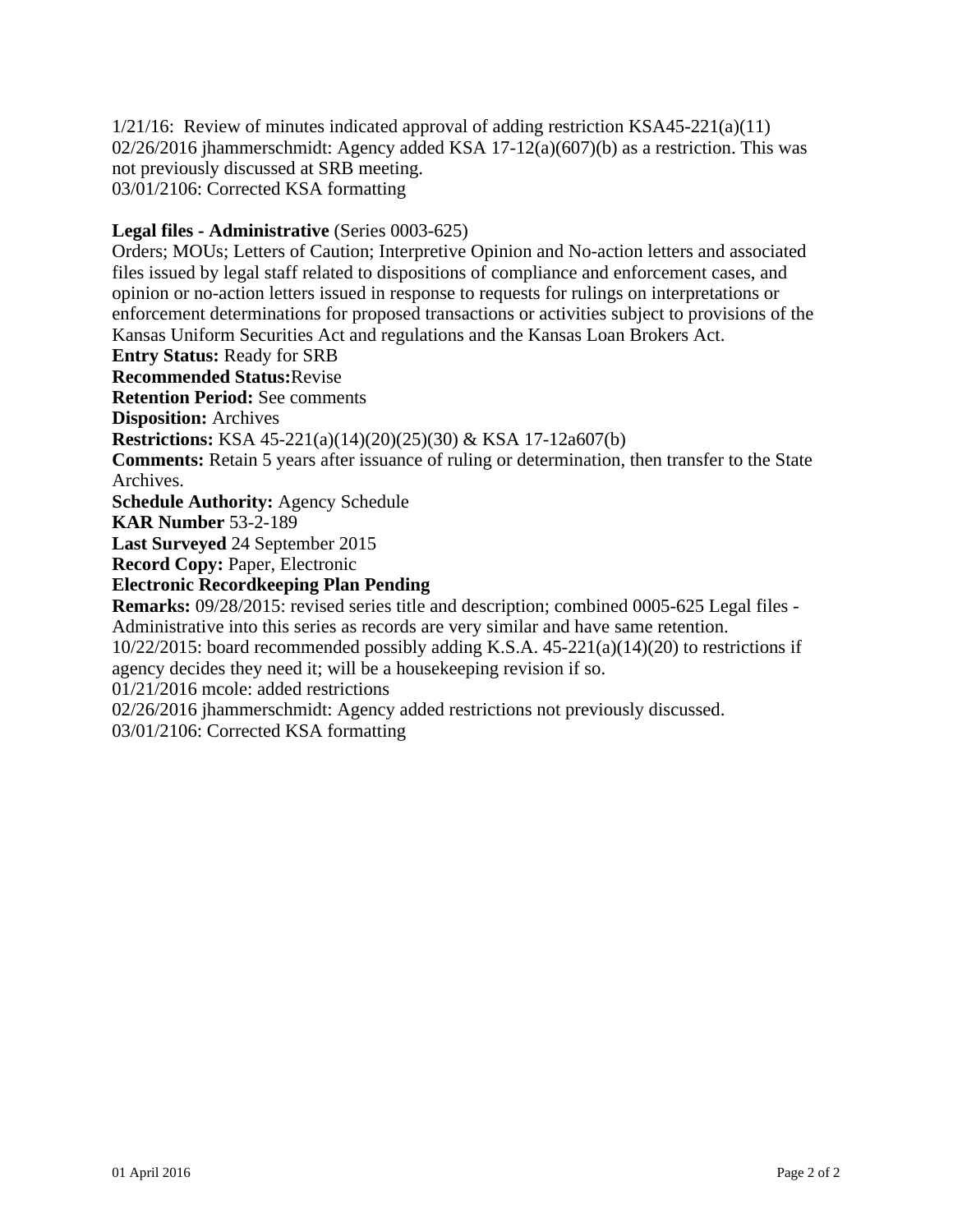1/21/16: Review of minutes indicated approval of adding restriction KSA45-221(a)(11)
02/26/2016 jhammerschmidt: Agency added KSA 17-12(a)(607)(b) as a restriction. This was not previously discussed at SRB meeting.
03/01/2106: Corrected KSA formatting

**Legal files - Administrative** (Series 0003-625)
Orders; MOUs; Letters of Caution; Interpretive Opinion and No-action letters and associated files issued by legal staff related to dispositions of compliance and enforcement cases, and opinion or no-action letters issued in response to requests for rulings on interpretations or enforcement determinations for proposed transactions or activities subject to provisions of the Kansas Uniform Securities Act and regulations and the Kansas Loan Brokers Act.
**Entry Status:** Ready for SRB
**Recommended Status:**Revise
**Retention Period:** See comments
**Disposition:** Archives
**Restrictions:** KSA 45-221(a)(14)(20)(25)(30) & KSA 17-12a607(b)
**Comments:** Retain 5 years after issuance of ruling or determination, then transfer to the State Archives.
**Schedule Authority:** Agency Schedule
**KAR Number** 53-2-189
**Last Surveyed** 24 September 2015
**Record Copy:** Paper, Electronic
**Electronic Recordkeeping Plan Pending**
**Remarks:** 09/28/2015: revised series title and description; combined 0005-625 Legal files - Administrative into this series as records are very similar and have same retention.
10/22/2015: board recommended possibly adding K.S.A. 45-221(a)(14)(20) to restrictions if agency decides they need it; will be a housekeeping revision if so.
01/21/2016 mcole: added restrictions
02/26/2016 jhammerschmidt: Agency added restrictions not previously discussed.
03/01/2106: Corrected KSA formatting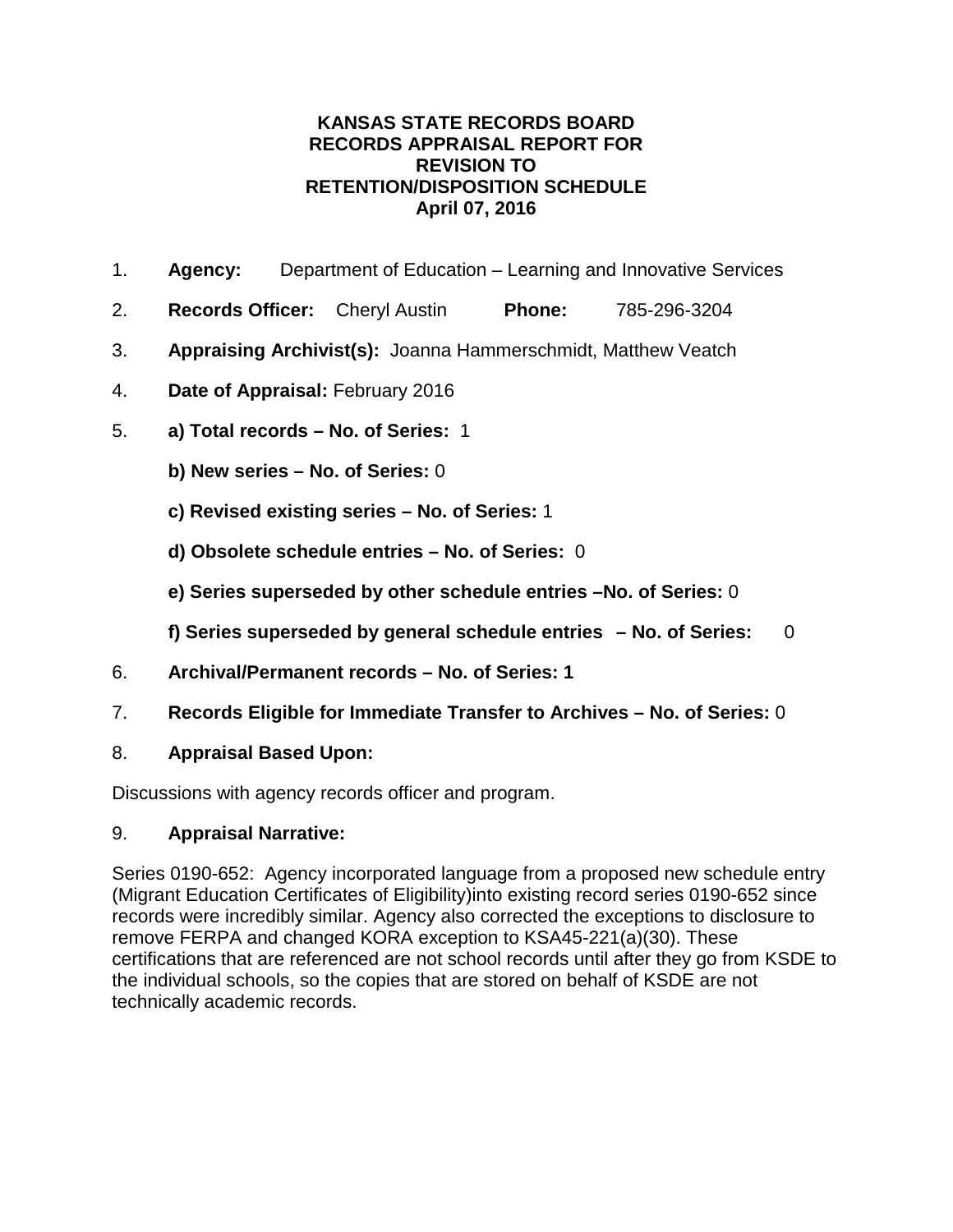# KANSAS STATE RECORDS BOARD
## RECORDS APPRAISAL REPORT FOR REVISION TO RETENTION/DISPOSITION SCHEDULE
### April 07, 2016

1. **Agency:** Department of Education – Learning and Innovative Services
2. **Records Officer:** Cheryl Austin **Phone:** 785-296-3204
3. **Appraising Archivist(s):** Joanna Hammerschmidt, Matthew Veatch
4. **Date of Appraisal:** February 2016
5. **a) Total records – No. of Series:** 1

   **b) New series – No. of Series:** 0

   **c) Revised existing series – No. of Series:** 1

   **d) Obsolete schedule entries – No. of Series:** 0

   **e) Series superseded by other schedule entries –No. of Series:** 0

   **f) Series superseded by general schedule entries – No. of Series:** 0
6. **Archival/Permanent records – No. of Series: 1**
7. **Records Eligible for Immediate Transfer to Archives – No. of Series:** 0
8. **Appraisal Based Upon:**

Discussions with agency records officer and program.

9. **Appraisal Narrative:**

Series 0190-652: Agency incorporated language from a proposed new schedule entry (Migrant Education Certificates of Eligibility)into existing record series 0190-652 since records were incredibly similar. Agency also corrected the exceptions to disclosure to remove FERPA and changed KORA exception to KSA45-221(a)(30). These certifications that are referenced are not school records until after they go from KSDE to the individual schools, so the copies that are stored on behalf of KSDE are not technically academic records.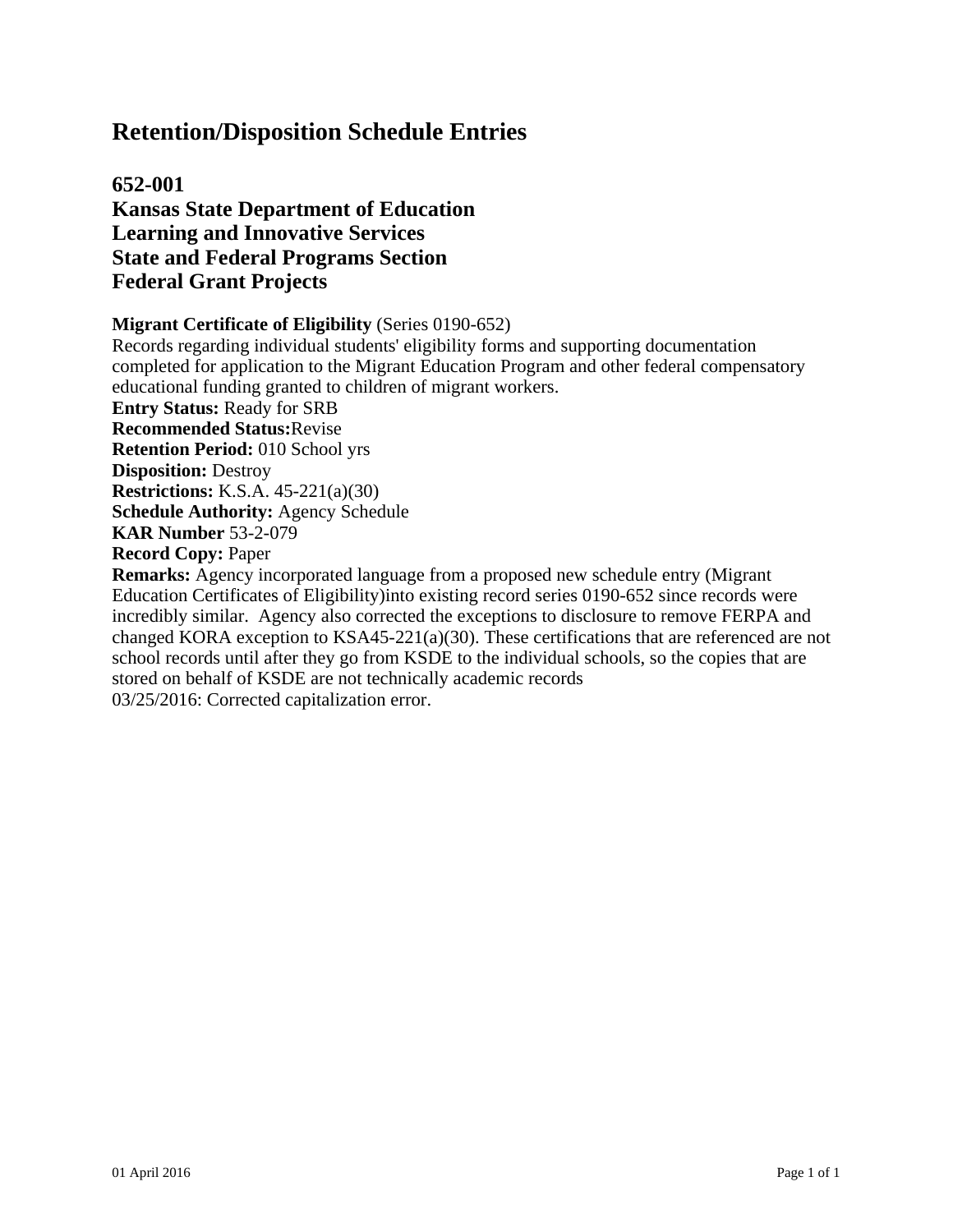# Retention/Disposition Schedule Entries

## 652-001
## Kansas State Department of Education
## Learning and Innovative Services
## State and Federal Programs Section
## Federal Grant Projects

**Migrant Certificate of Eligibility** (Series 0190-652)
Records regarding individual students' eligibility forms and supporting documentation completed for application to the Migrant Education Program and other federal compensatory educational funding granted to children of migrant workers.
**Entry Status:** Ready for SRB
**Recommended Status:**Revise
**Retention Period:** 010 School yrs
**Disposition:** Destroy
**Restrictions:** K.S.A. 45-221(a)(30)
**Schedule Authority:** Agency Schedule
**KAR Number** 53-2-079
**Record Copy:** Paper
**Remarks:** Agency incorporated language from a proposed new schedule entry (Migrant Education Certificates of Eligibility)into existing record series 0190-652 since records were incredibly similar. Agency also corrected the exceptions to disclosure to remove FERPA and changed KORA exception to KSA45-221(a)(30). These certifications that are referenced are not school records until after they go from KSDE to the individual schools, so the copies that are stored on behalf of KSDE are not technically academic records
03/25/2016: Corrected capitalization error.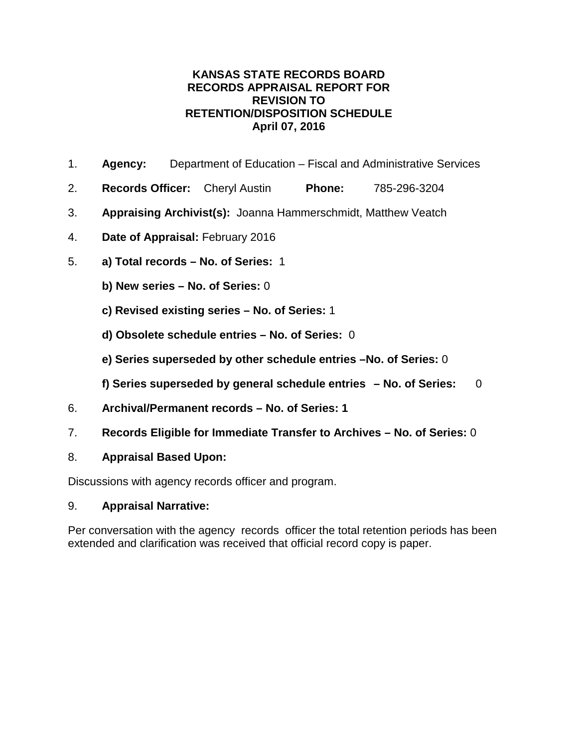**KANSAS STATE RECORDS BOARD**
**RECORDS APPRAISAL REPORT FOR**
**REVISION TO**
**RETENTION/DISPOSITION SCHEDULE**
**April 07, 2016**

1. **Agency:** Department of Education – Fiscal and Administrative Services

2. **Records Officer:** Cheryl Austin **Phone:** 785-296-3204

3. **Appraising Archivist(s):** Joanna Hammerschmidt, Matthew Veatch

4. **Date of Appraisal:** February 2016

5. **a) Total records – No. of Series:** 1

   **b) New series – No. of Series:** 0

   **c) Revised existing series – No. of Series:** 1

   **d) Obsolete schedule entries – No. of Series:** 0

   **e) Series superseded by other schedule entries –No. of Series:** 0

   **f) Series superseded by general schedule entries – No. of Series:** 0

6. **Archival/Permanent records – No. of Series: 1**

7. **Records Eligible for Immediate Transfer to Archives – No. of Series:** 0

8. **Appraisal Based Upon:**

Discussions with agency records officer and program.

9. **Appraisal Narrative:**

Per conversation with the agency records officer the total retention periods has been extended and clarification was received that official record copy is paper.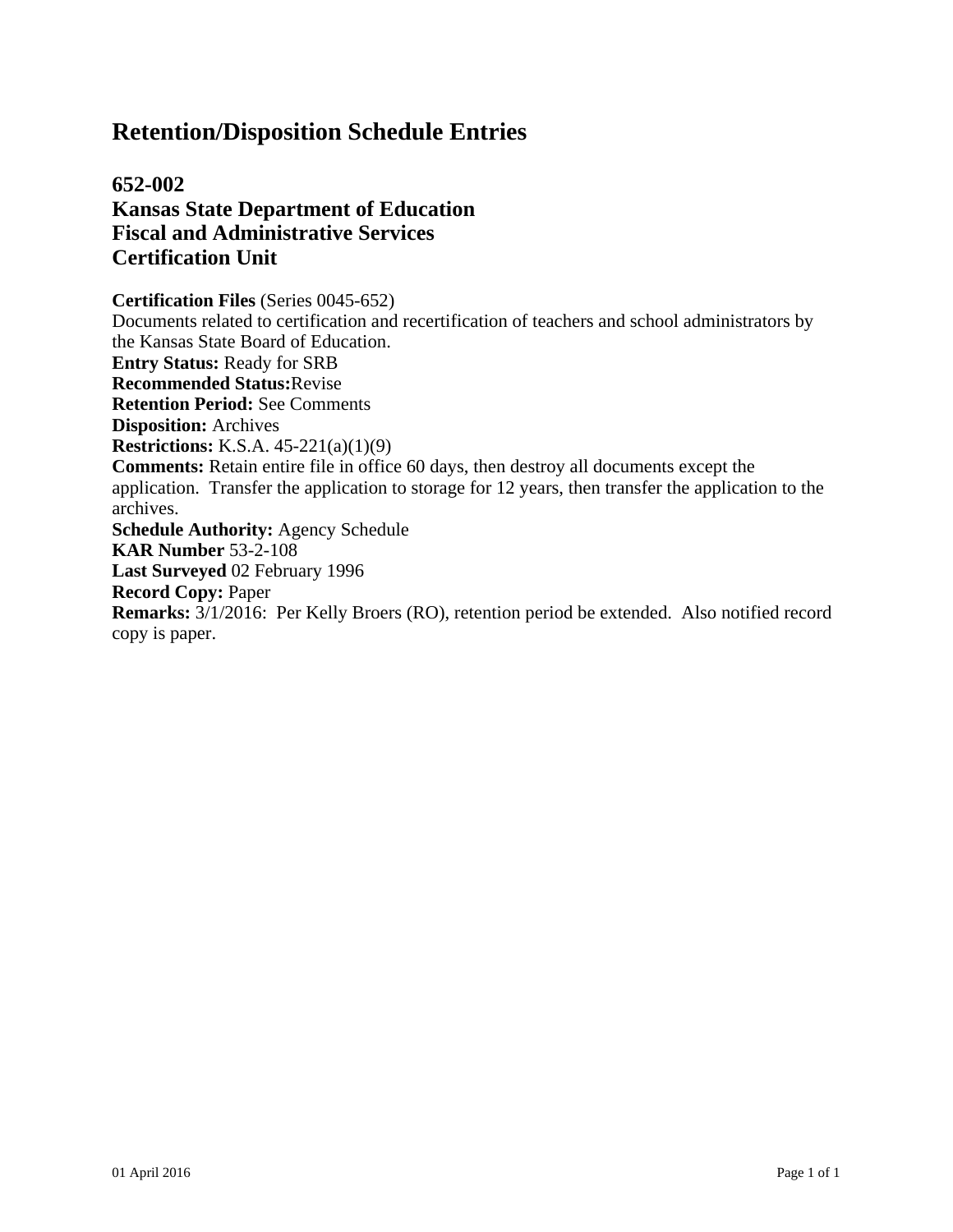# Retention/Disposition Schedule Entries

## 652-002
## Kansas State Department of Education
## Fiscal and Administrative Services
## Certification Unit

**Certification Files** (Series 0045-652)
Documents related to certification and recertification of teachers and school administrators by the Kansas State Board of Education.
**Entry Status:** Ready for SRB
**Recommended Status:**Revise
**Retention Period:** See Comments
**Disposition:** Archives
**Restrictions:** K.S.A. 45-221(a)(1)(9)
**Comments:** Retain entire file in office 60 days, then destroy all documents except the application. Transfer the application to storage for 12 years, then transfer the application to the archives.
**Schedule Authority:** Agency Schedule
**KAR Number** 53-2-108
**Last Surveyed** 02 February 1996
**Record Copy:** Paper
**Remarks:** 3/1/2016: Per Kelly Broers (RO), retention period be extended. Also notified record copy is paper.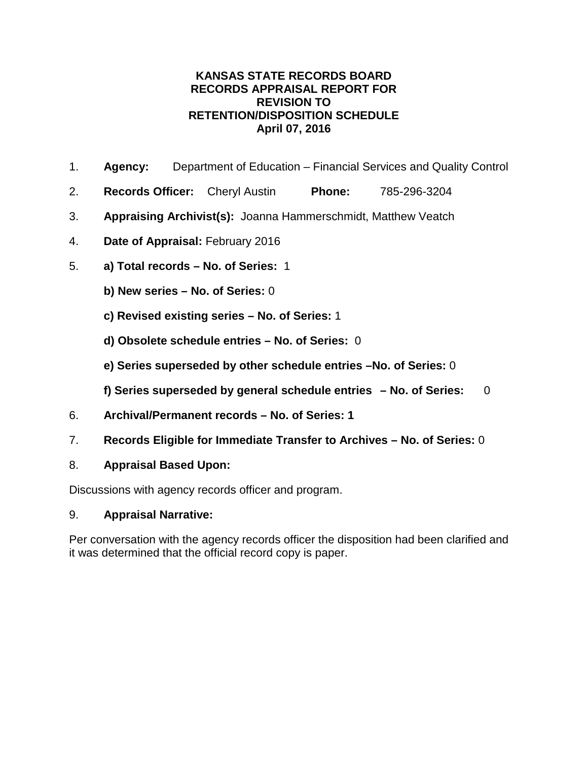**KANSAS STATE RECORDS BOARD**
**RECORDS APPRAISAL REPORT FOR**
**REVISION TO**
**RETENTION/DISPOSITION SCHEDULE**
**April 07, 2016**

1. **Agency:** Department of Education – Financial Services and Quality Control

2. **Records Officer:** Cheryl Austin **Phone:** 785-296-3204

3. **Appraising Archivist(s):** Joanna Hammerschmidt, Matthew Veatch

4. **Date of Appraisal:** February 2016

5. **a) Total records – No. of Series:** 1

   **b) New series – No. of Series:** 0

   **c) Revised existing series – No. of Series:** 1

   **d) Obsolete schedule entries – No. of Series:** 0

   **e) Series superseded by other schedule entries –No. of Series:** 0

   **f) Series superseded by general schedule entries – No. of Series:** 0

6. **Archival/Permanent records – No. of Series: 1**

7. **Records Eligible for Immediate Transfer to Archives – No. of Series:** 0

8. **Appraisal Based Upon:**

Discussions with agency records officer and program.

9. **Appraisal Narrative:**

Per conversation with the agency records officer the disposition had been clarified and it was determined that the official record copy is paper.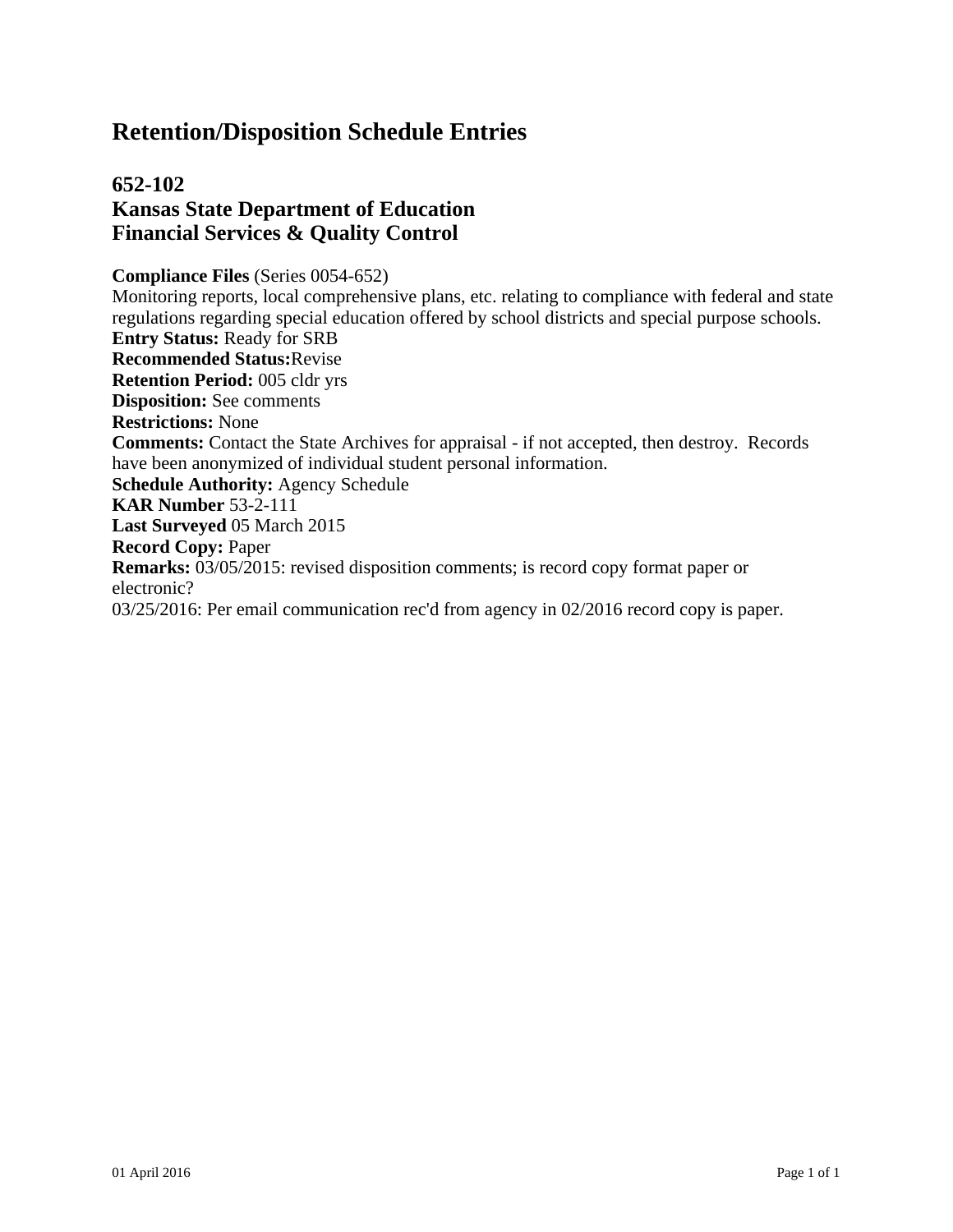# Retention/Disposition Schedule Entries

## 652-102
## Kansas State Department of Education
## Financial Services & Quality Control

**Compliance Files** (Series 0054-652)
Monitoring reports, local comprehensive plans, etc. relating to compliance with federal and state regulations regarding special education offered by school districts and special purpose schools.
**Entry Status:** Ready for SRB
**Recommended Status:** Revise
**Retention Period:** 005 cldr yrs
**Disposition:** See comments
**Restrictions:** None
**Comments:** Contact the State Archives for appraisal - if not accepted, then destroy. Records have been anonymized of individual student personal information.
**Schedule Authority:** Agency Schedule
**KAR Number** 53-2-111
**Last Surveyed** 05 March 2015
**Record Copy:** Paper
**Remarks:** 03/05/2015: revised disposition comments; is record copy format paper or electronic?
03/25/2016: Per email communication rec'd from agency in 02/2016 record copy is paper.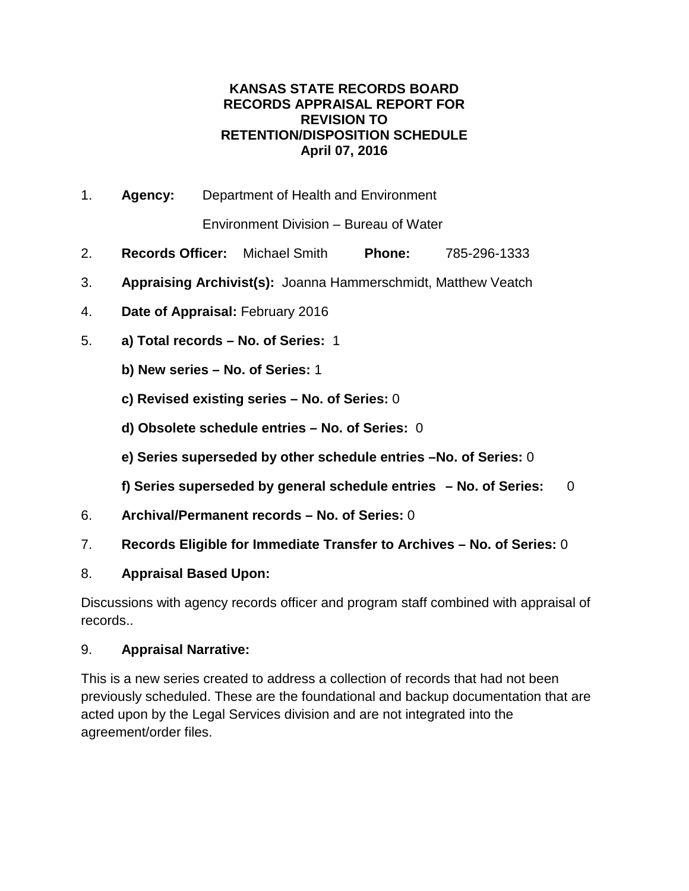**KANSAS STATE RECORDS BOARD**
**RECORDS APPRAISAL REPORT FOR**
**REVISION TO**
**RETENTION/DISPOSITION SCHEDULE**
**April 07, 2016**

1. **Agency:** Department of Health and Environment

   Environment Division – Bureau of Water

2. **Records Officer:** Michael Smith **Phone:** 785-296-1333

3. **Appraising Archivist(s):** Joanna Hammerschmidt, Matthew Veatch

4. **Date of Appraisal:** February 2016

5. **a) Total records – No. of Series:** 1

   **b) New series – No. of Series:** 1

   **c) Revised existing series – No. of Series:** 0

   **d) Obsolete schedule entries – No. of Series:** 0

   **e) Series superseded by other schedule entries –No. of Series:** 0

   **f) Series superseded by general schedule entries – No. of Series:** 0

6. **Archival/Permanent records – No. of Series:** 0

7. **Records Eligible for Immediate Transfer to Archives – No. of Series:** 0

8. **Appraisal Based Upon:**

Discussions with agency records officer and program staff combined with appraisal of records..

9. **Appraisal Narrative:**

This is a new series created to address a collection of records that had not been previously scheduled. These are the foundational and backup documentation that are acted upon by the Legal Services division and are not integrated into the agreement/order files.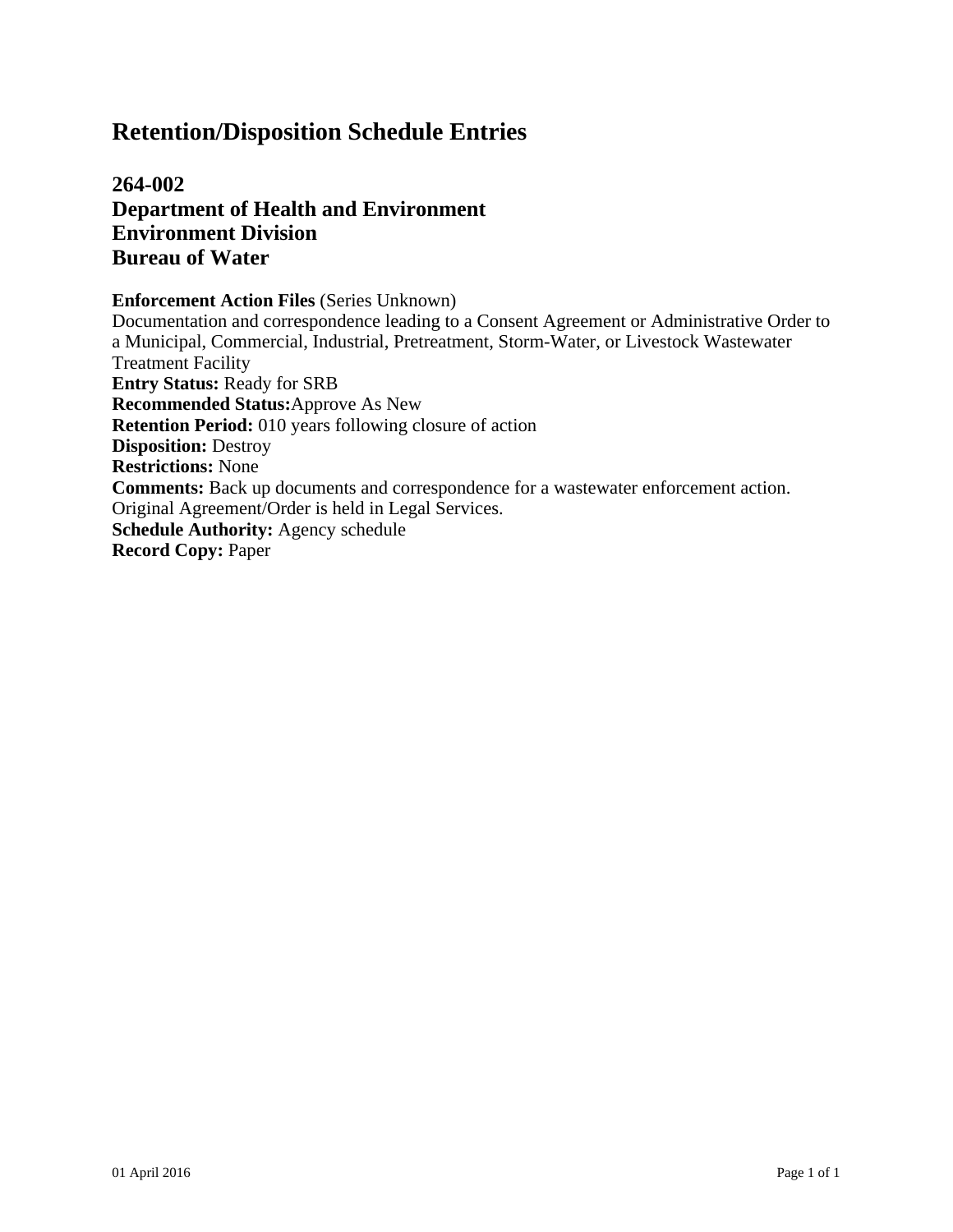# Retention/Disposition Schedule Entries

## 264-002
## Department of Health and Environment
## Environment Division
## Bureau of Water

**Enforcement Action Files** (Series Unknown)
Documentation and correspondence leading to a Consent Agreement or Administrative Order to a Municipal, Commercial, Industrial, Pretreatment, Storm-Water, or Livestock Wastewater Treatment Facility
**Entry Status:** Ready for SRB
**Recommended Status:**Approve As New
**Retention Period:** 010 years following closure of action
**Disposition:** Destroy
**Restrictions:** None
**Comments:** Back up documents and correspondence for a wastewater enforcement action. Original Agreement/Order is held in Legal Services.
**Schedule Authority:** Agency schedule
**Record Copy:** Paper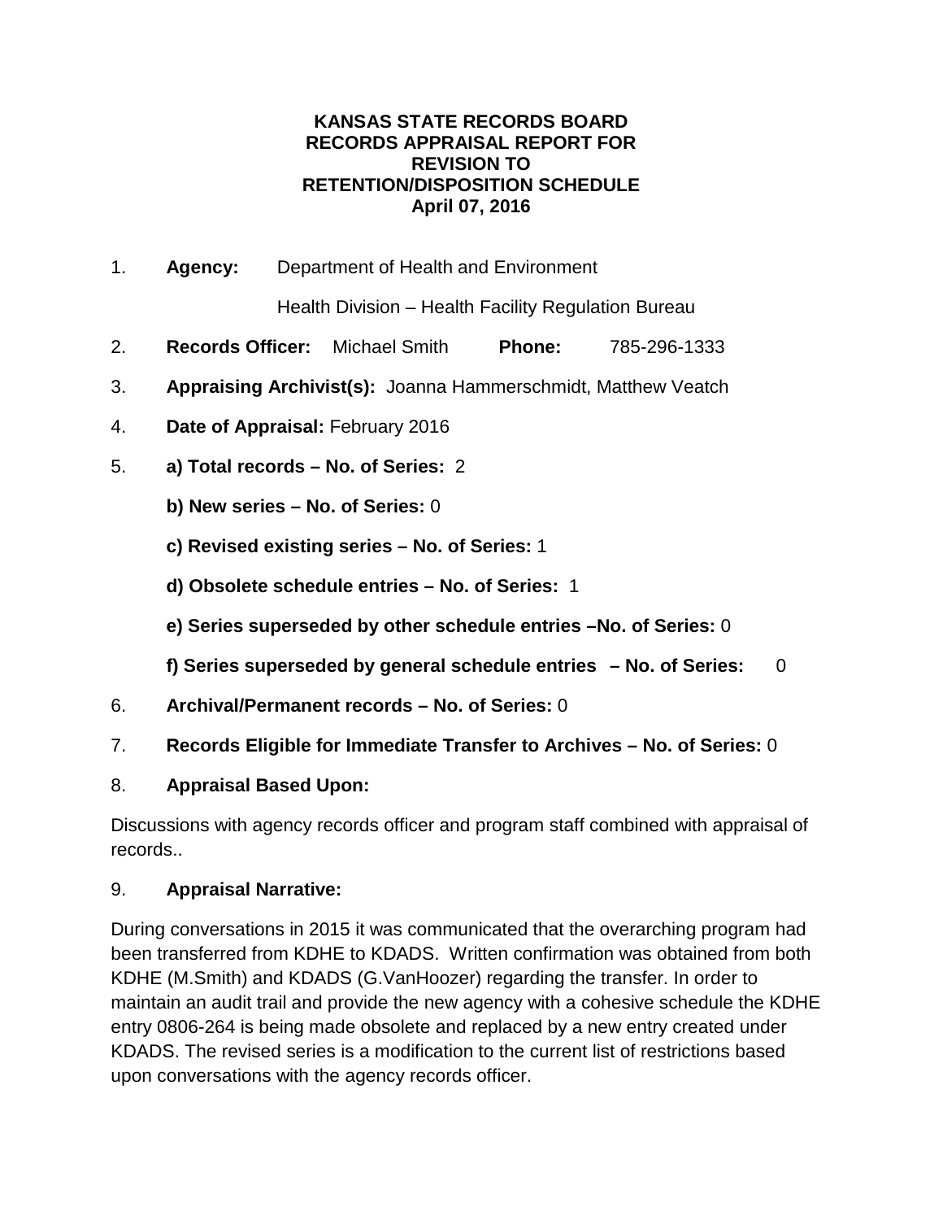**KANSAS STATE RECORDS BOARD**
**RECORDS APPRAISAL REPORT FOR**
**REVISION TO**
**RETENTION/DISPOSITION SCHEDULE**
**April 07, 2016**

1. **Agency:** Department of Health and Environment

   Health Division – Health Facility Regulation Bureau

2. **Records Officer:** Michael Smith **Phone:** 785-296-1333

3. **Appraising Archivist(s):** Joanna Hammerschmidt, Matthew Veatch

4. **Date of Appraisal:** February 2016

5. **a) Total records – No. of Series:** 2

   **b) New series – No. of Series:** 0

   **c) Revised existing series – No. of Series:** 1

   **d) Obsolete schedule entries – No. of Series:** 1

   **e) Series superseded by other schedule entries –No. of Series:** 0

   **f) Series superseded by general schedule entries – No. of Series:** 0

6. **Archival/Permanent records – No. of Series:** 0

7. **Records Eligible for Immediate Transfer to Archives – No. of Series:** 0

8. **Appraisal Based Upon:**

Discussions with agency records officer and program staff combined with appraisal of records..

9. **Appraisal Narrative:**

During conversations in 2015 it was communicated that the overarching program had been transferred from KDHE to KDADS. Written confirmation was obtained from both KDHE (M.Smith) and KDADS (G.VanHoozer) regarding the transfer. In order to maintain an audit trail and provide the new agency with a cohesive schedule the KDHE entry 0806-264 is being made obsolete and replaced by a new entry created under KDADS. The revised series is a modification to the current list of restrictions based upon conversations with the agency records officer.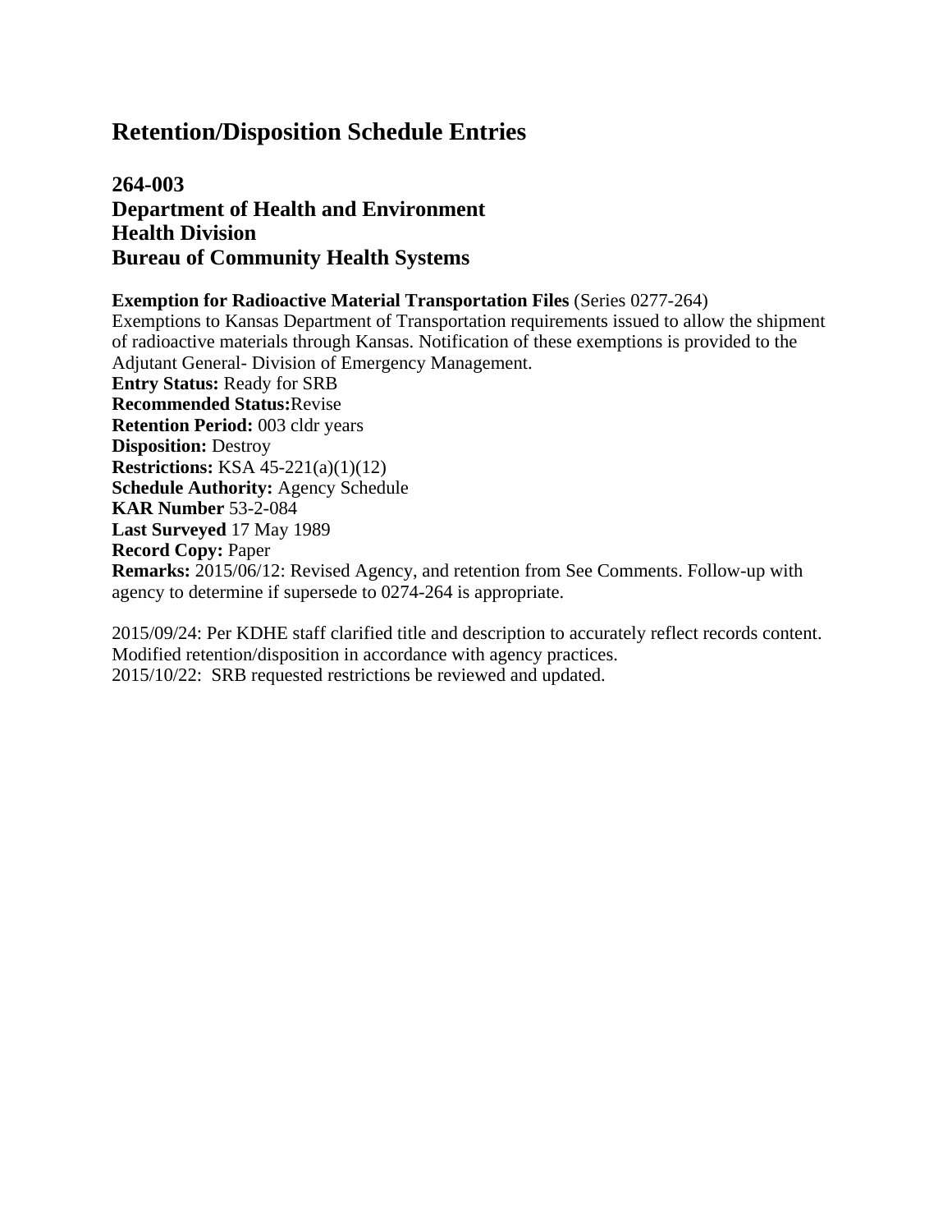# Retention/Disposition Schedule Entries

## 264-003
## Department of Health and Environment
## Health Division
## Bureau of Community Health Systems

**Exemption for Radioactive Material Transportation Files** (Series 0277-264)
Exemptions to Kansas Department of Transportation requirements issued to allow the shipment of radioactive materials through Kansas. Notification of these exemptions is provided to the Adjutant General- Division of Emergency Management.
**Entry Status:** Ready for SRB
**Recommended Status:**Revise
**Retention Period:** 003 cldr years
**Disposition:** Destroy
**Restrictions:** KSA 45-221(a)(1)(12)
**Schedule Authority:** Agency Schedule
**KAR Number** 53-2-084
**Last Surveyed** 17 May 1989
**Record Copy:** Paper
**Remarks:** 2015/06/12: Revised Agency, and retention from See Comments. Follow-up with agency to determine if supersede to 0274-264 is appropriate.

2015/09/24: Per KDHE staff clarified title and description to accurately reflect records content. Modified retention/disposition in accordance with agency practices.
2015/10/22: SRB requested restrictions be reviewed and updated.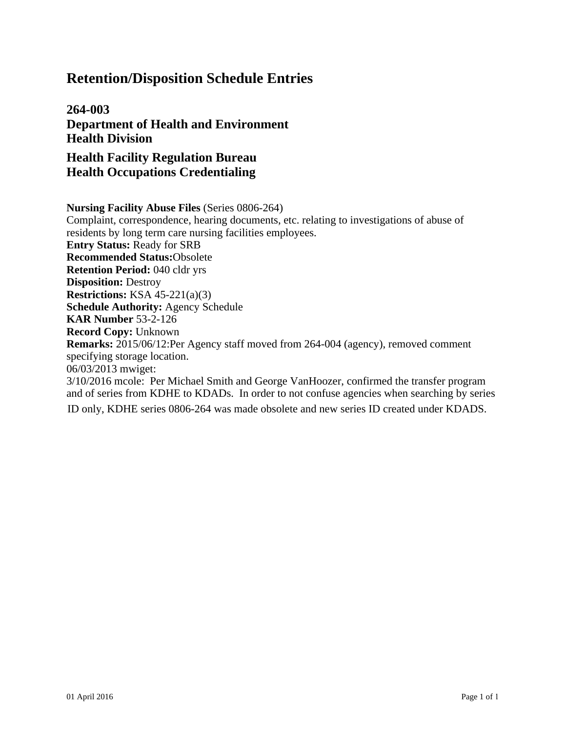# Retention/Disposition Schedule Entries

## 264-003
## Department of Health and Environment
## Health Division

## Health Facility Regulation Bureau
## Health Occupations Credentialing

**Nursing Facility Abuse Files** (Series 0806-264)
Complaint, correspondence, hearing documents, etc. relating to investigations of abuse of residents by long term care nursing facilities employees.
**Entry Status:** Ready for SRB
**Recommended Status:**Obsolete
**Retention Period:** 040 cldr yrs
**Disposition:** Destroy
**Restrictions:** KSA 45-221(a)(3)
**Schedule Authority:** Agency Schedule
**KAR Number** 53-2-126
**Record Copy:** Unknown
**Remarks:** 2015/06/12:Per Agency staff moved from 264-004 (agency), removed comment specifying storage location.
06/03/2013 mwiget:
3/10/2016 mcole: Per Michael Smith and George VanHoozer, confirmed the transfer program and of series from KDHE to KDADs. In order to not confuse agencies when searching by series ID only, KDHE series 0806-264 was made obsolete and new series ID created under KDADS.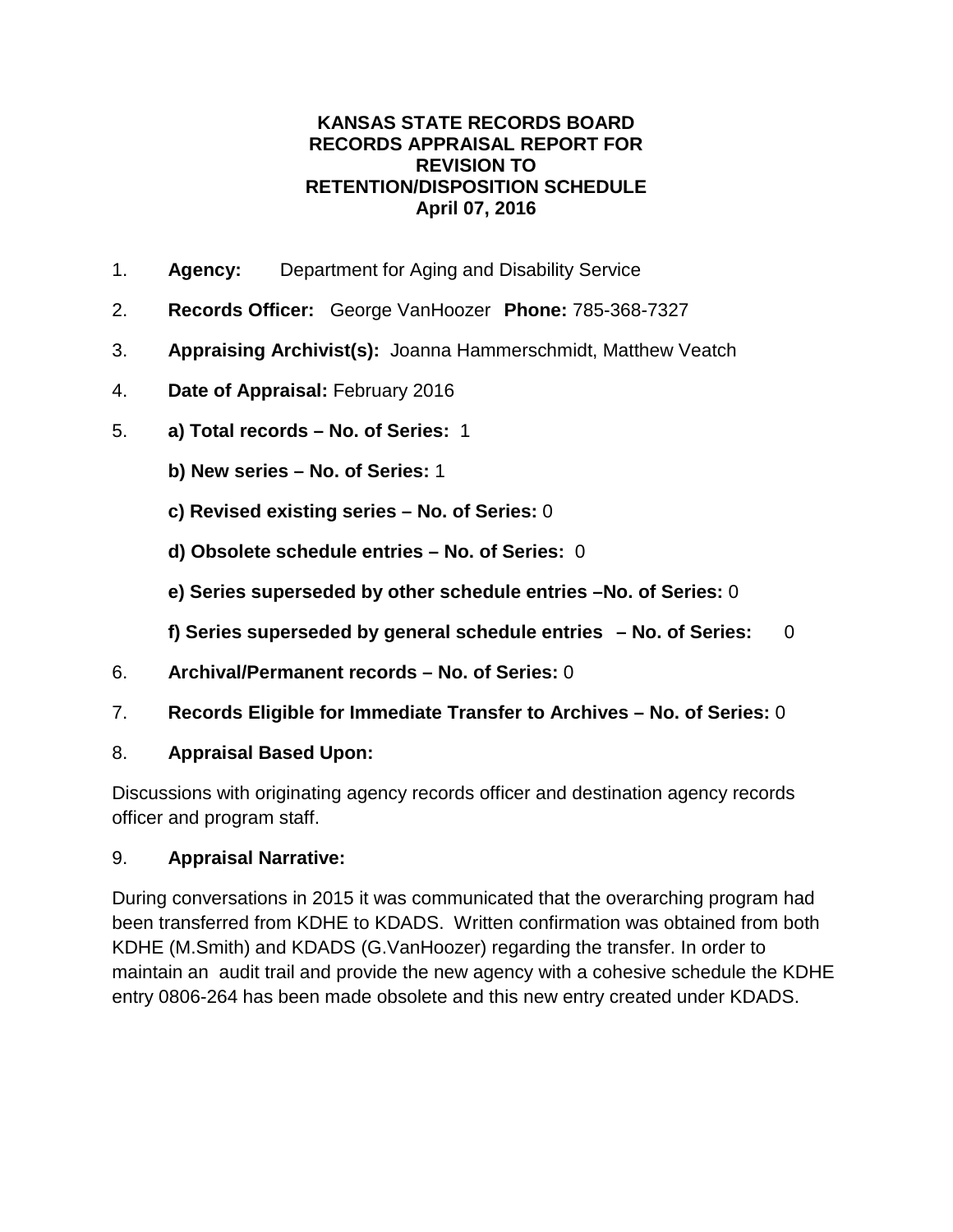# KANSAS STATE RECORDS BOARD
# RECORDS APPRAISAL REPORT FOR REVISION TO RETENTION/DISPOSITION SCHEDULE
# April 07, 2016

1. **Agency:** Department for Aging and Disability Service
2. **Records Officer:** George VanHoozer **Phone:** 785-368-7327
3. **Appraising Archivist(s):** Joanna Hammerschmidt, Matthew Veatch
4. **Date of Appraisal:** February 2016
5. **a) Total records – No. of Series:** 1

   **b) New series – No. of Series:** 1

   **c) Revised existing series – No. of Series:** 0

   **d) Obsolete schedule entries – No. of Series:** 0

   **e) Series superseded by other schedule entries –No. of Series:** 0

   **f) Series superseded by general schedule entries – No. of Series:** 0
6. **Archival/Permanent records – No. of Series:** 0
7. **Records Eligible for Immediate Transfer to Archives – No. of Series:** 0
8. **Appraisal Based Upon:**

Discussions with originating agency records officer and destination agency records officer and program staff.

9. **Appraisal Narrative:**

During conversations in 2015 it was communicated that the overarching program had been transferred from KDHE to KDADS. Written confirmation was obtained from both KDHE (M.Smith) and KDADS (G.VanHoozer) regarding the transfer. In order to maintain an audit trail and provide the new agency with a cohesive schedule the KDHE entry 0806-264 has been made obsolete and this new entry created under KDADS.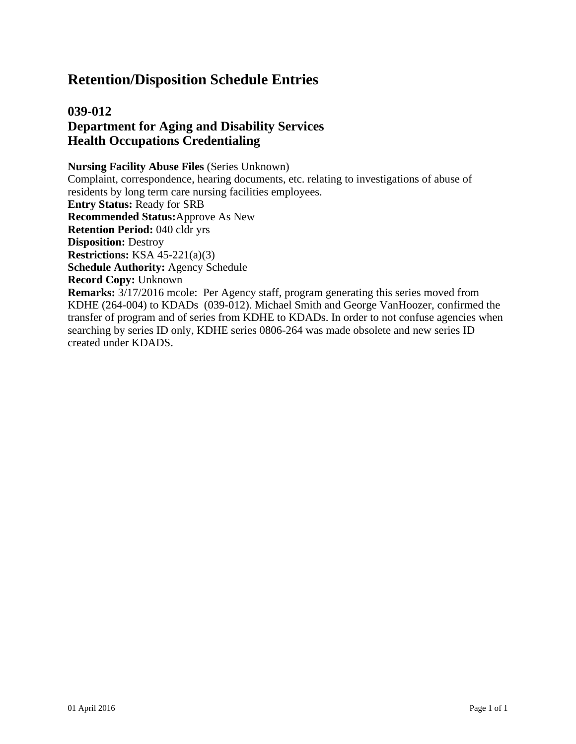# Retention/Disposition Schedule Entries

## 039-012
## Department for Aging and Disability Services
## Health Occupations Credentialing

**Nursing Facility Abuse Files** (Series Unknown)
Complaint, correspondence, hearing documents, etc. relating to investigations of abuse of residents by long term care nursing facilities employees.
**Entry Status:** Ready for SRB
**Recommended Status:**Approve As New
**Retention Period:** 040 cldr yrs
**Disposition:** Destroy
**Restrictions:** KSA 45-221(a)(3)
**Schedule Authority:** Agency Schedule
**Record Copy:** Unknown
**Remarks:** 3/17/2016 mcole: Per Agency staff, program generating this series moved from KDHE (264-004) to KDADs (039-012). Michael Smith and George VanHoozer, confirmed the transfer of program and of series from KDHE to KDADs. In order to not confuse agencies when searching by series ID only, KDHE series 0806-264 was made obsolete and new series ID created under KDADS.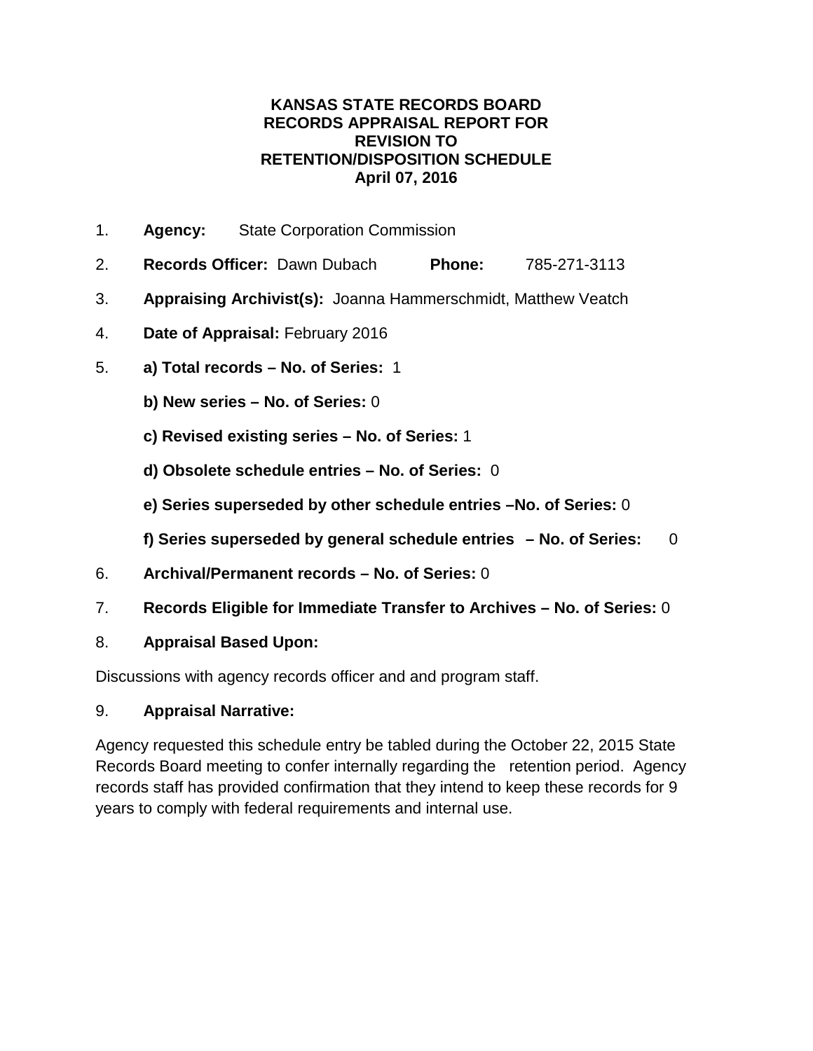**KANSAS STATE RECORDS BOARD**
**RECORDS APPRAISAL REPORT FOR**
**REVISION TO**
**RETENTION/DISPOSITION SCHEDULE**
**April 07, 2016**

1. **Agency:** State Corporation Commission
2. **Records Officer:** Dawn Dubach **Phone:** 785-271-3113
3. **Appraising Archivist(s):** Joanna Hammerschmidt, Matthew Veatch
4. **Date of Appraisal:** February 2016
5. **a) Total records – No. of Series:** 1

   **b) New series – No. of Series:** 0

   **c) Revised existing series – No. of Series:** 1

   **d) Obsolete schedule entries – No. of Series:** 0

   **e) Series superseded by other schedule entries –No. of Series:** 0

   **f) Series superseded by general schedule entries – No. of Series:** 0
6. **Archival/Permanent records – No. of Series:** 0
7. **Records Eligible for Immediate Transfer to Archives – No. of Series:** 0
8. **Appraisal Based Upon:**

Discussions with agency records officer and and program staff.

9. **Appraisal Narrative:**

Agency requested this schedule entry be tabled during the October 22, 2015 State Records Board meeting to confer internally regarding the retention period. Agency records staff has provided confirmation that they intend to keep these records for 9 years to comply with federal requirements and internal use.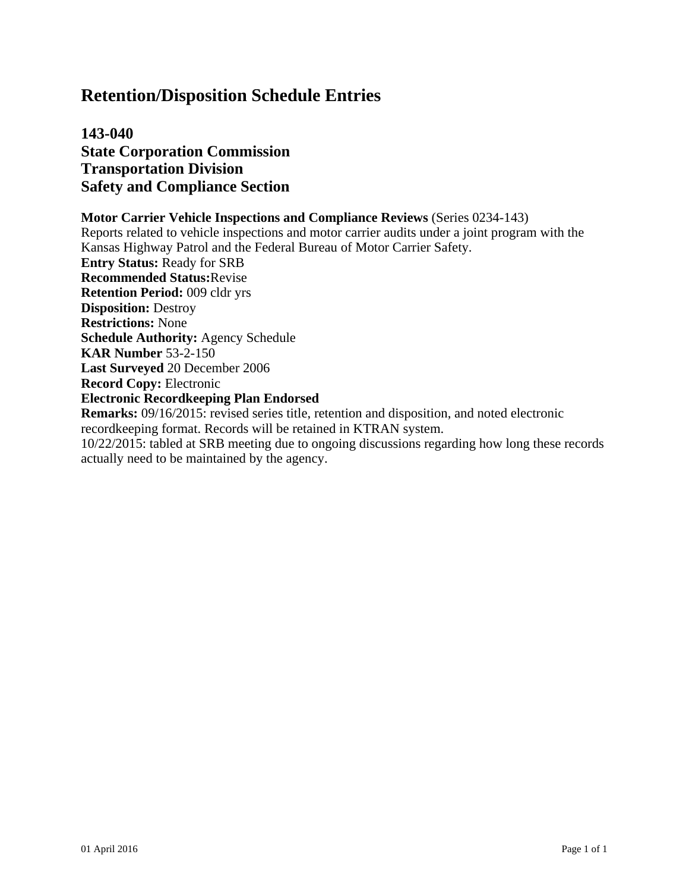# Retention/Disposition Schedule Entries

## 143-040
## State Corporation Commission
## Transportation Division
## Safety and Compliance Section

**Motor Carrier Vehicle Inspections and Compliance Reviews** (Series 0234-143)
Reports related to vehicle inspections and motor carrier audits under a joint program with the Kansas Highway Patrol and the Federal Bureau of Motor Carrier Safety.
**Entry Status:** Ready for SRB
**Recommended Status:**Revise
**Retention Period:** 009 cldr yrs
**Disposition:** Destroy
**Restrictions:** None
**Schedule Authority:** Agency Schedule
**KAR Number** 53-2-150
**Last Surveyed** 20 December 2006
**Record Copy:** Electronic
**Electronic Recordkeeping Plan Endorsed**
**Remarks:** 09/16/2015: revised series title, retention and disposition, and noted electronic recordkeeping format. Records will be retained in KTRAN system.
10/22/2015: tabled at SRB meeting due to ongoing discussions regarding how long these records actually need to be maintained by the agency.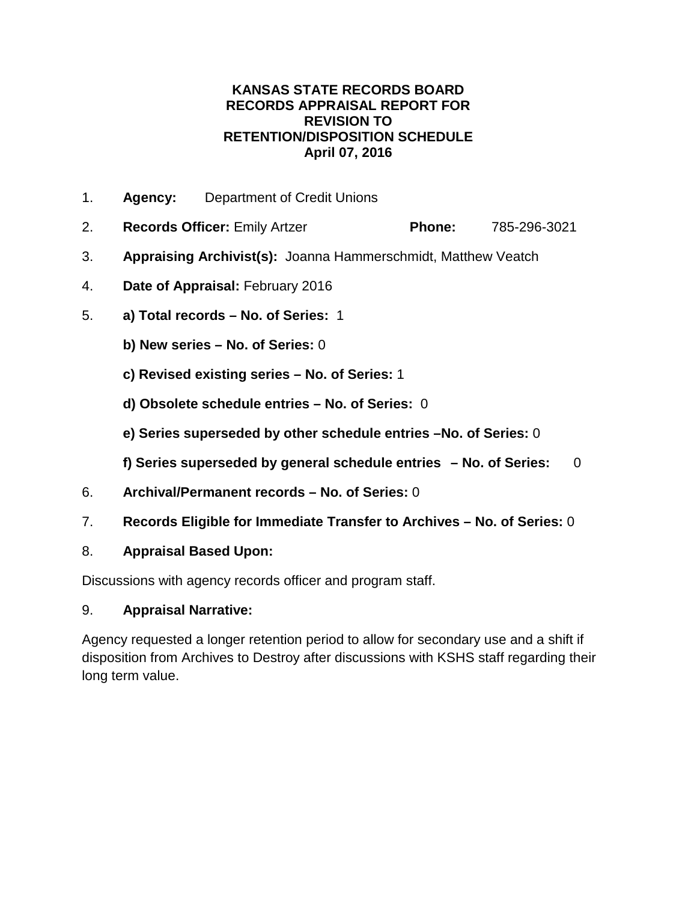**KANSAS STATE RECORDS BOARD**
**RECORDS APPRAISAL REPORT FOR**
**REVISION TO**
**RETENTION/DISPOSITION SCHEDULE**
**April 07, 2016**

1. **Agency:** Department of Credit Unions
2. **Records Officer:** Emily Artzer **Phone:** 785-296-3021
3. **Appraising Archivist(s):** Joanna Hammerschmidt, Matthew Veatch
4. **Date of Appraisal:** February 2016
5. **a) Total records – No. of Series:** 1

   **b) New series – No. of Series:** 0

   **c) Revised existing series – No. of Series:** 1

   **d) Obsolete schedule entries – No. of Series:** 0

   **e) Series superseded by other schedule entries –No. of Series:** 0

   **f) Series superseded by general schedule entries – No. of Series:** 0
6. **Archival/Permanent records – No. of Series:** 0
7. **Records Eligible for Immediate Transfer to Archives – No. of Series:** 0
8. **Appraisal Based Upon:**

Discussions with agency records officer and program staff.

9. **Appraisal Narrative:**

Agency requested a longer retention period to allow for secondary use and a shift if disposition from Archives to Destroy after discussions with KSHS staff regarding their long term value.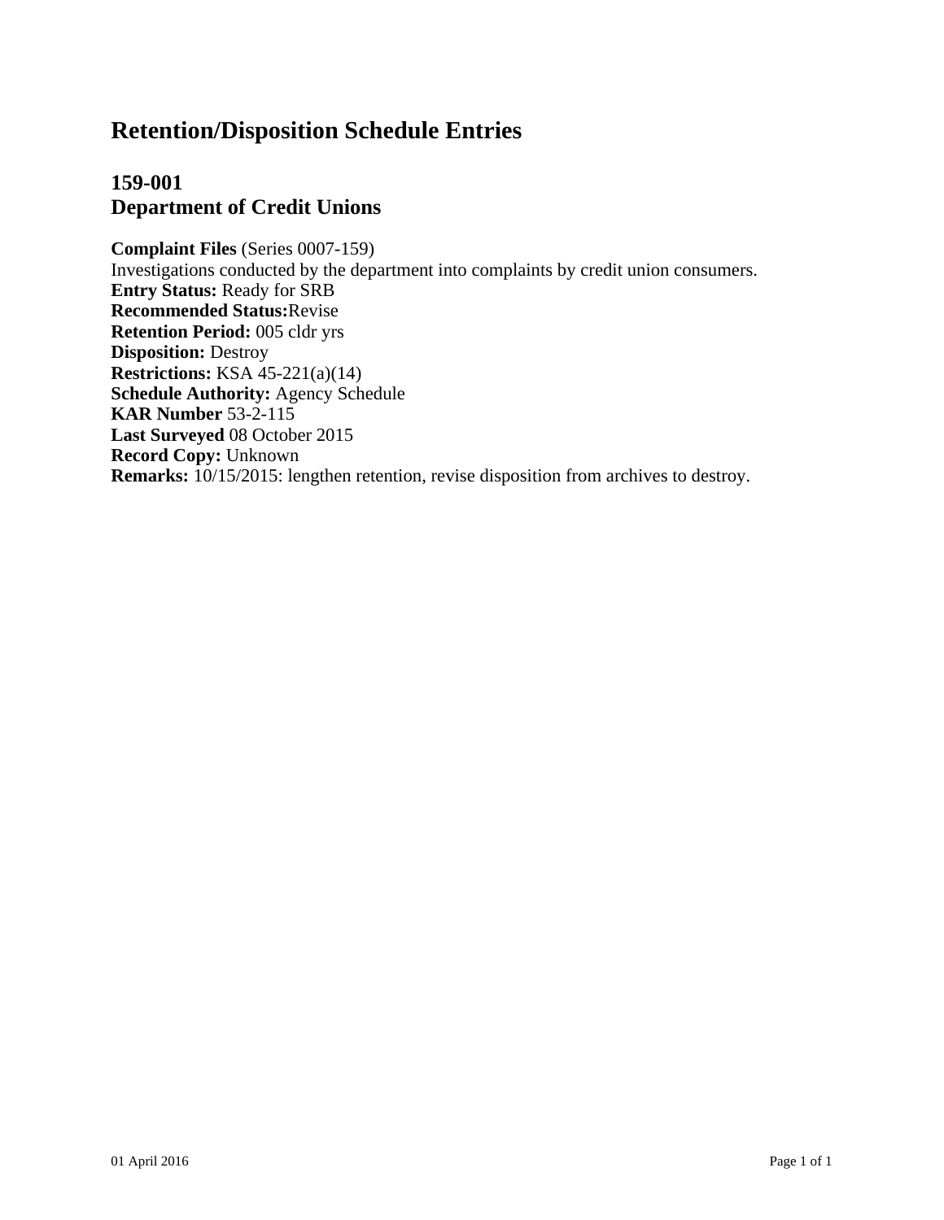# Retention/Disposition Schedule Entries

## 159-001
## Department of Credit Unions

**Complaint Files** (Series 0007-159)
Investigations conducted by the department into complaints by credit union consumers.
**Entry Status:** Ready for SRB
**Recommended Status:**Revise
**Retention Period:** 005 cldr yrs
**Disposition:** Destroy
**Restrictions:** KSA 45-221(a)(14)
**Schedule Authority:** Agency Schedule
**KAR Number** 53-2-115
**Last Surveyed** 08 October 2015
**Record Copy:** Unknown
**Remarks:** 10/15/2015: lengthen retention, revise disposition from archives to destroy.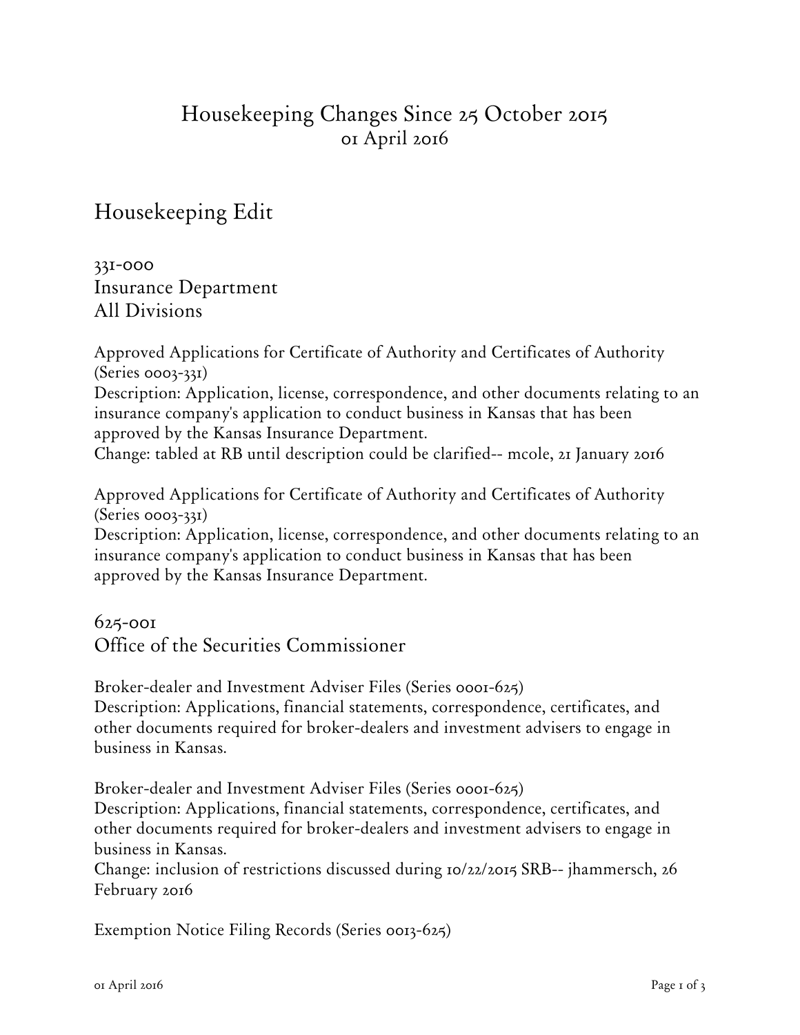# Housekeeping Changes Since 25 October 2015
01 April 2016

## Housekeeping Edit

### 331-000
### Insurance Department
### All Divisions

Approved Applications for Certificate of Authority and Certificates of Authority (Series 0003-331)
Description: Application, license, correspondence, and other documents relating to an insurance company's application to conduct business in Kansas that has been approved by the Kansas Insurance Department.
Change: tabled at RB until description could be clarified-- mcole, 21 January 2016

Approved Applications for Certificate of Authority and Certificates of Authority (Series 0003-331)
Description: Application, license, correspondence, and other documents relating to an insurance company's application to conduct business in Kansas that has been approved by the Kansas Insurance Department.

### 625-001
### Office of the Securities Commissioner

Broker-dealer and Investment Adviser Files (Series 0001-625)
Description: Applications, financial statements, correspondence, certificates, and other documents required for broker-dealers and investment advisers to engage in business in Kansas.

Broker-dealer and Investment Adviser Files (Series 0001-625)
Description: Applications, financial statements, correspondence, certificates, and other documents required for broker-dealers and investment advisers to engage in business in Kansas.
Change: inclusion of restrictions discussed during 10/22/2015 SRB-- jhammersch, 26 February 2016

Exemption Notice Filing Records (Series 0013-625)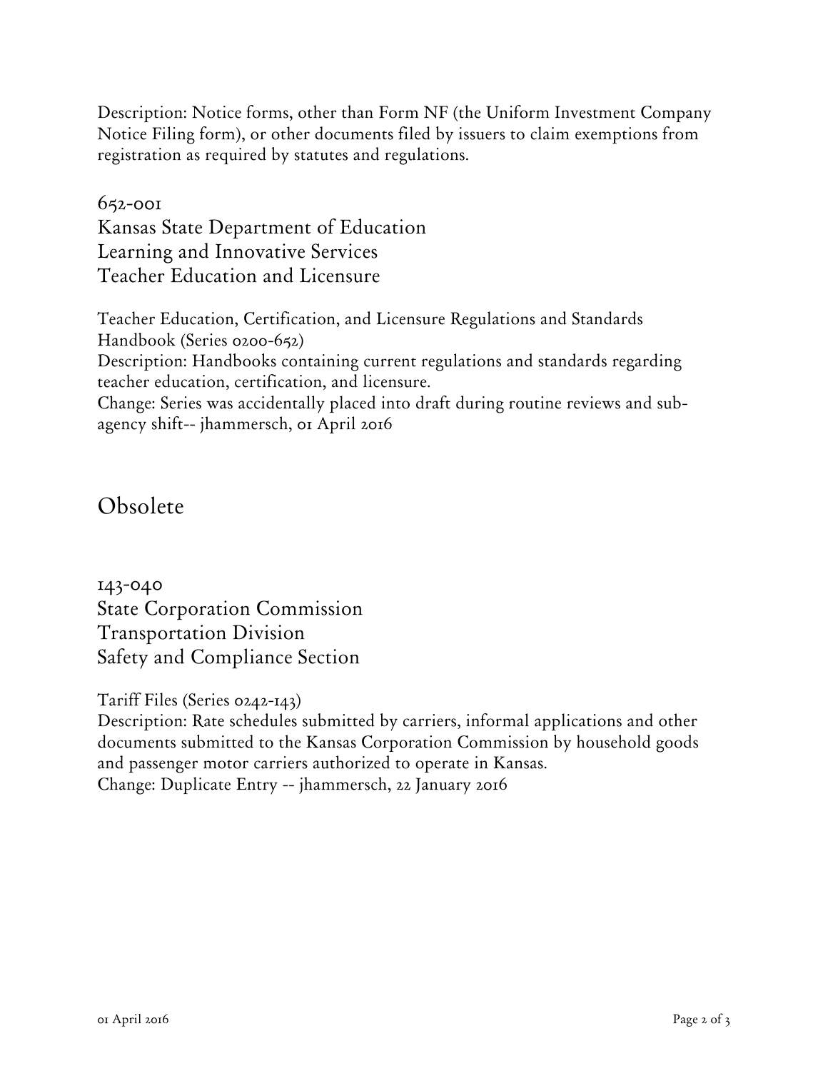Description: Notice forms, other than Form NF (the Uniform Investment Company Notice Filing form), or other documents filed by issuers to claim exemptions from registration as required by statutes and regulations.

652-001
Kansas State Department of Education
Learning and Innovative Services
Teacher Education and Licensure

Teacher Education, Certification, and Licensure Regulations and Standards Handbook (Series 0200-652)
Description: Handbooks containing current regulations and standards regarding teacher education, certification, and licensure.
Change: Series was accidentally placed into draft during routine reviews and sub-agency shift-- jhammersch, 01 April 2016

## Obsolete

143-040
State Corporation Commission
Transportation Division
Safety and Compliance Section

Tariff Files (Series 0242-143)
Description: Rate schedules submitted by carriers, informal applications and other documents submitted to the Kansas Corporation Commission by household goods and passenger motor carriers authorized to operate in Kansas.
Change: Duplicate Entry -- jhammersch, 22 January 2016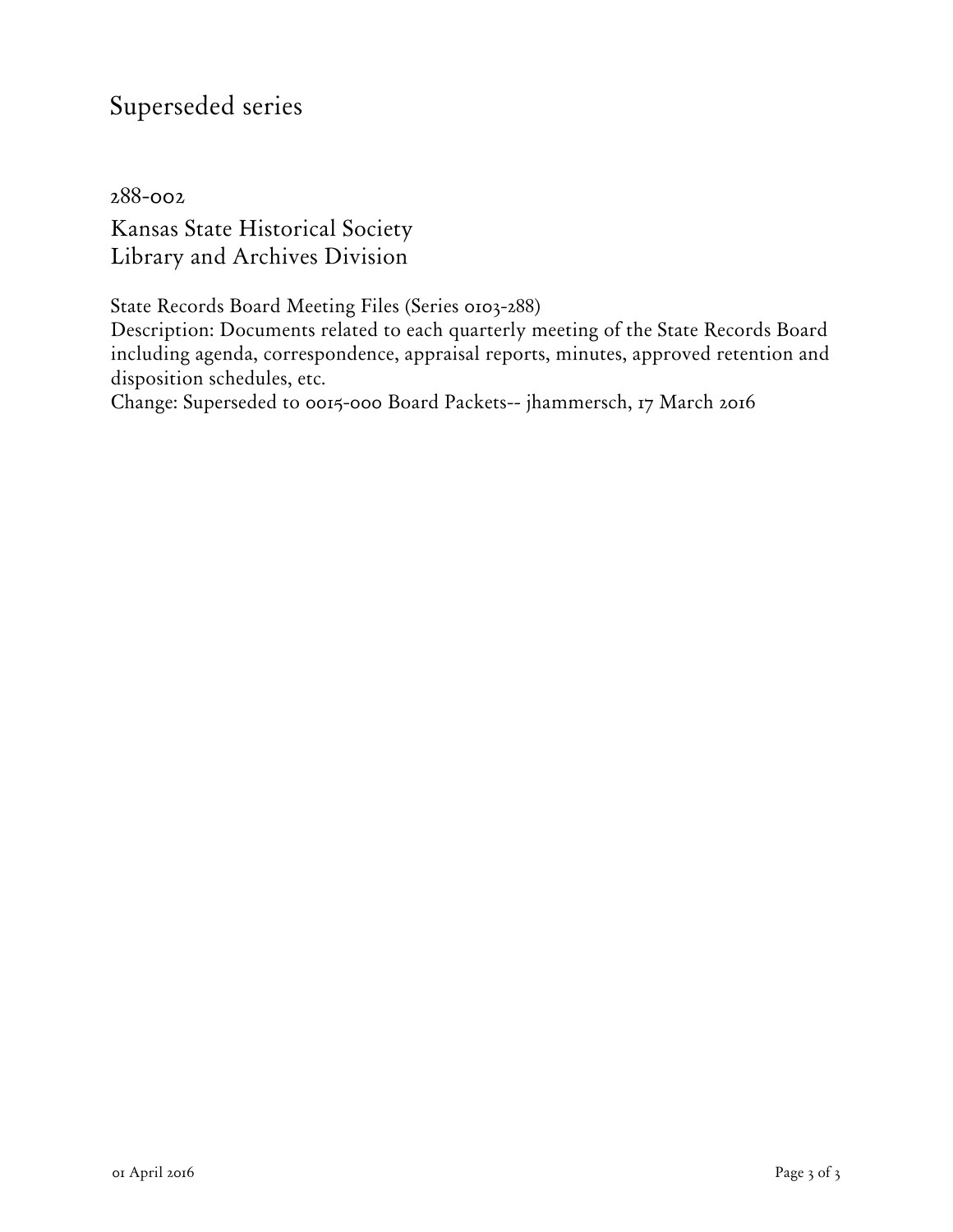# Superseded series

288-002

Kansas State Historical Society
Library and Archives Division

State Records Board Meeting Files (Series 0103-288)
Description: Documents related to each quarterly meeting of the State Records Board including agenda, correspondence, appraisal reports, minutes, approved retention and disposition schedules, etc.
Change: Superseded to 0015-000 Board Packets-- jhammersch, 17 March 2016